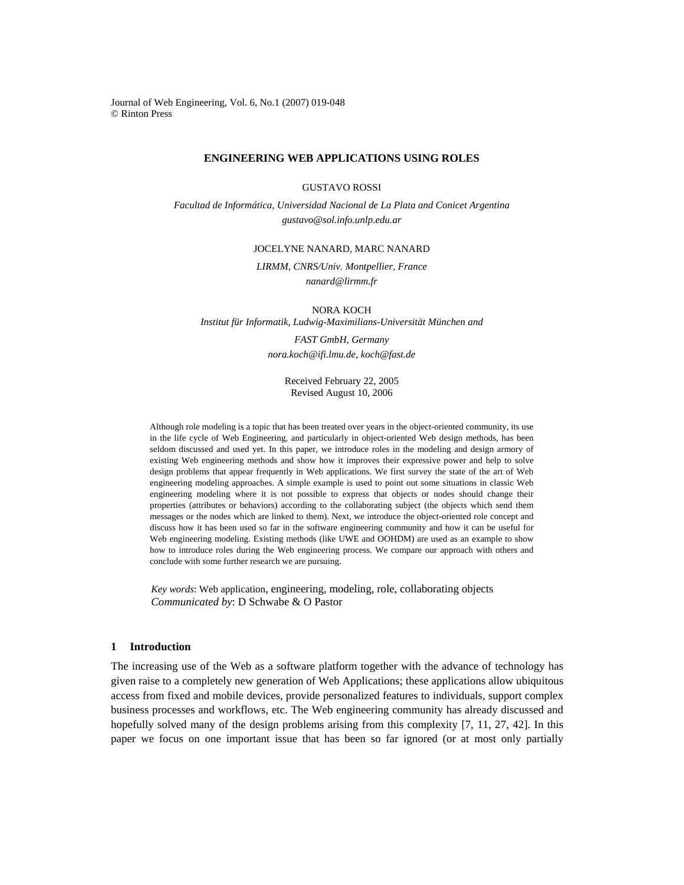Journal of Web Engineering, Vol. 6, No.1 (2007) 019-048
© Rinton Press

# ENGINEERING WEB APPLICATIONS USING ROLES

GUSTAVO ROSSI

*Facultad de Informática, Universidad Nacional de La Plata and Conicet Argentina*
*gustavo@sol.info.unlp.edu.ar*

JOCELYNE NANARD, MARC NANARD

*LIRMM, CNRS/Univ. Montpellier, France*
*nanard@lirmm.fr*

NORA KOCH

*Institut für Informatik, Ludwig-Maximilians-Universität München and*
*FAST GmbH, Germany*
*nora.koch@ifi.lmu.de, koch@fast.de*

Received February 22, 2005
Revised August 10, 2006

Although role modeling is a topic that has been treated over years in the object-oriented community, its use in the life cycle of Web Engineering, and particularly in object-oriented Web design methods, has been seldom discussed and used yet. In this paper, we introduce roles in the modeling and design armory of existing Web engineering methods and show how it improves their expressive power and help to solve design problems that appear frequently in Web applications. We first survey the state of the art of Web engineering modeling approaches. A simple example is used to point out some situations in classic Web engineering modeling where it is not possible to express that objects or nodes should change their properties (attributes or behaviors) according to the collaborating subject (the objects which send them messages or the nodes which are linked to them). Next, we introduce the object-oriented role concept and discuss how it has been used so far in the software engineering community and how it can be useful for Web engineering modeling. Existing methods (like UWE and OOHDM) are used as an example to show how to introduce roles during the Web engineering process. We compare our approach with others and conclude with some further research we are pursuing.

*Key words*: Web application, engineering, modeling, role, collaborating objects
*Communicated by*: D Schwabe & O Pastor

## 1 Introduction

The increasing use of the Web as a software platform together with the advance of technology has given raise to a completely new generation of Web Applications; these applications allow ubiquitous access from fixed and mobile devices, provide personalized features to individuals, support complex business processes and workflows, etc. The Web engineering community has already discussed and hopefully solved many of the design problems arising from this complexity [7, 11, 27, 42]. In this paper we focus on one important issue that has been so far ignored (or at most only partially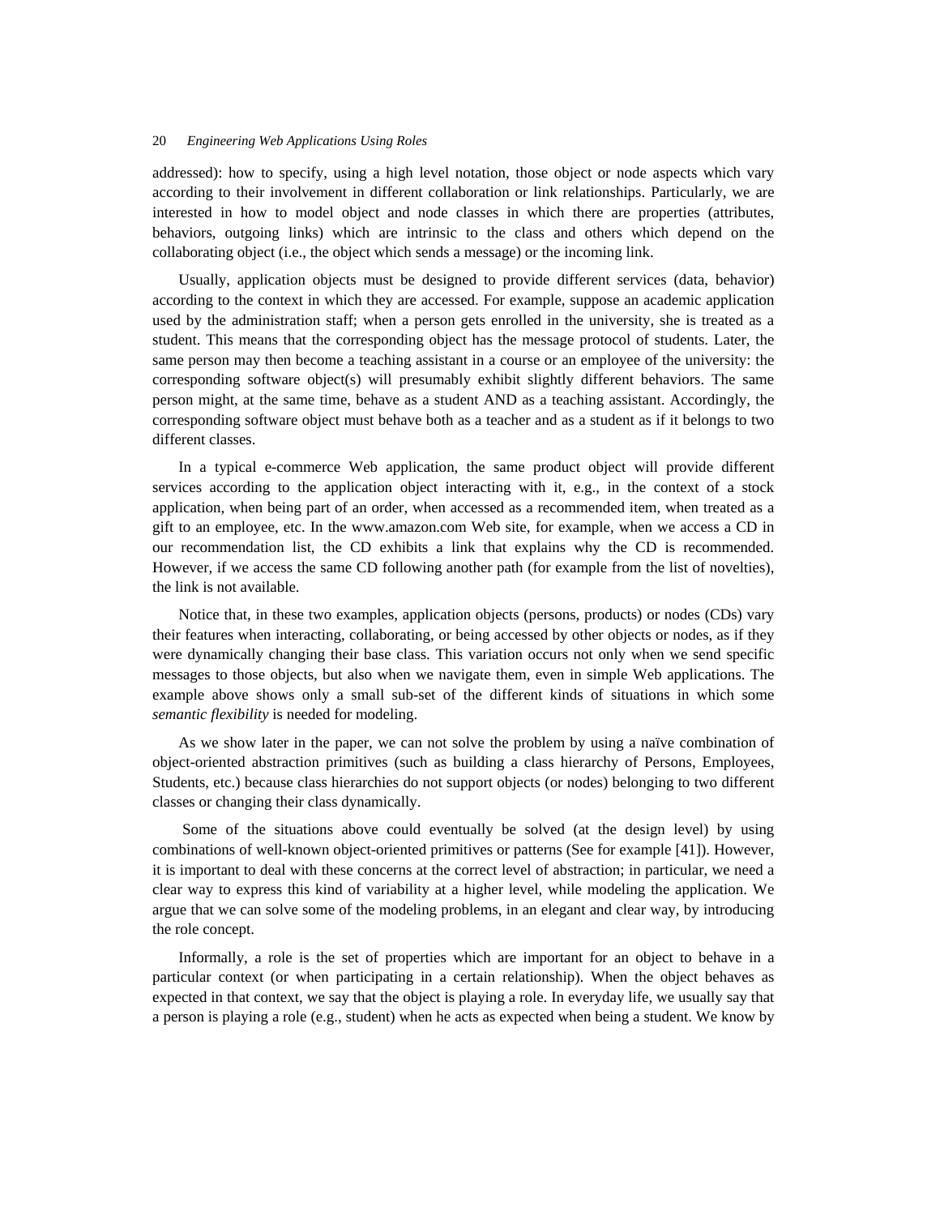addressed): how to specify, using a high level notation, those object or node aspects which vary according to their involvement in different collaboration or link relationships. Particularly, we are interested in how to model object and node classes in which there are properties (attributes, behaviors, outgoing links) which are intrinsic to the class and others which depend on the collaborating object (i.e., the object which sends a message) or the incoming link.

Usually, application objects must be designed to provide different services (data, behavior) according to the context in which they are accessed. For example, suppose an academic application used by the administration staff; when a person gets enrolled in the university, she is treated as a student. This means that the corresponding object has the message protocol of students. Later, the same person may then become a teaching assistant in a course or an employee of the university: the corresponding software object(s) will presumably exhibit slightly different behaviors. The same person might, at the same time, behave as a student AND as a teaching assistant. Accordingly, the corresponding software object must behave both as a teacher and as a student as if it belongs to two different classes.

In a typical e-commerce Web application, the same product object will provide different services according to the application object interacting with it, e.g., in the context of a stock application, when being part of an order, when accessed as a recommended item, when treated as a gift to an employee, etc. In the www.amazon.com Web site, for example, when we access a CD in our recommendation list, the CD exhibits a link that explains why the CD is recommended. However, if we access the same CD following another path (for example from the list of novelties), the link is not available.

Notice that, in these two examples, application objects (persons, products) or nodes (CDs) vary their features when interacting, collaborating, or being accessed by other objects or nodes, as if they were dynamically changing their base class. This variation occurs not only when we send specific messages to those objects, but also when we navigate them, even in simple Web applications. The example above shows only a small sub-set of the different kinds of situations in which some *semantic flexibility* is needed for modeling.

As we show later in the paper, we can not solve the problem by using a naïve combination of object-oriented abstraction primitives (such as building a class hierarchy of Persons, Employees, Students, etc.) because class hierarchies do not support objects (or nodes) belonging to two different classes or changing their class dynamically.

Some of the situations above could eventually be solved (at the design level) by using combinations of well-known object-oriented primitives or patterns (See for example [41]). However, it is important to deal with these concerns at the correct level of abstraction; in particular, we need a clear way to express this kind of variability at a higher level, while modeling the application. We argue that we can solve some of the modeling problems, in an elegant and clear way, by introducing the role concept.

Informally, a role is the set of properties which are important for an object to behave in a particular context (or when participating in a certain relationship). When the object behaves as expected in that context, we say that the object is playing a role. In everyday life, we usually say that a person is playing a role (e.g., student) when he acts as expected when being a student. We know by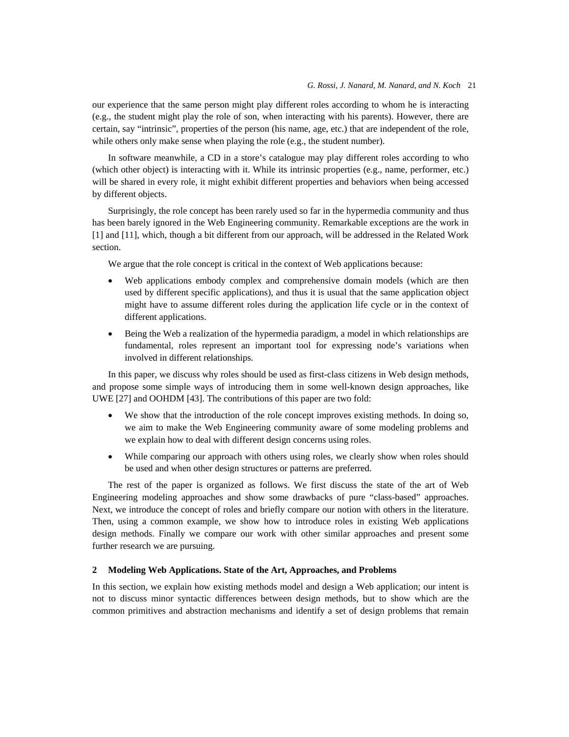our experience that the same person might play different roles according to whom he is interacting (e.g., the student might play the role of son, when interacting with his parents). However, there are certain, say "intrinsic", properties of the person (his name, age, etc.) that are independent of the role, while others only make sense when playing the role (e.g., the student number).

In software meanwhile, a CD in a store's catalogue may play different roles according to who (which other object) is interacting with it. While its intrinsic properties (e.g., name, performer, etc.) will be shared in every role, it might exhibit different properties and behaviors when being accessed by different objects.

Surprisingly, the role concept has been rarely used so far in the hypermedia community and thus has been barely ignored in the Web Engineering community. Remarkable exceptions are the work in [1] and [11], which, though a bit different from our approach, will be addressed in the Related Work section.

We argue that the role concept is critical in the context of Web applications because:

- Web applications embody complex and comprehensive domain models (which are then used by different specific applications), and thus it is usual that the same application object might have to assume different roles during the application life cycle or in the context of different applications.
- Being the Web a realization of the hypermedia paradigm, a model in which relationships are fundamental, roles represent an important tool for expressing node's variations when involved in different relationships.

In this paper, we discuss why roles should be used as first-class citizens in Web design methods, and propose some simple ways of introducing them in some well-known design approaches, like UWE [27] and OOHDM [43]. The contributions of this paper are two fold:

- We show that the introduction of the role concept improves existing methods. In doing so, we aim to make the Web Engineering community aware of some modeling problems and we explain how to deal with different design concerns using roles.
- While comparing our approach with others using roles, we clearly show when roles should be used and when other design structures or patterns are preferred.

The rest of the paper is organized as follows. We first discuss the state of the art of Web Engineering modeling approaches and show some drawbacks of pure "class-based" approaches. Next, we introduce the concept of roles and briefly compare our notion with others in the literature. Then, using a common example, we show how to introduce roles in existing Web applications design methods. Finally we compare our work with other similar approaches and present some further research we are pursuing.

## 2 Modeling Web Applications. State of the Art, Approaches, and Problems

In this section, we explain how existing methods model and design a Web application; our intent is not to discuss minor syntactic differences between design methods, but to show which are the common primitives and abstraction mechanisms and identify a set of design problems that remain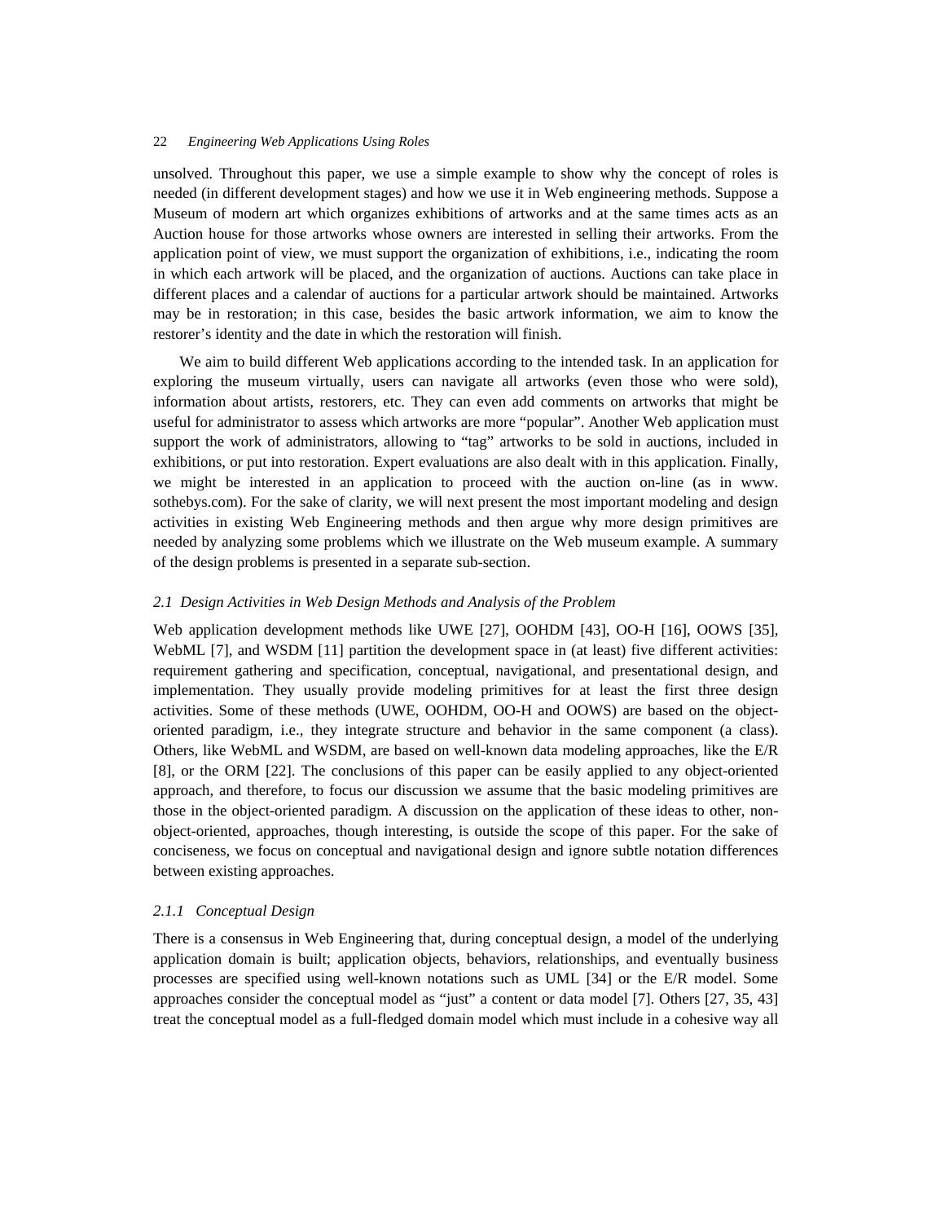unsolved. Throughout this paper, we use a simple example to show why the concept of roles is needed (in different development stages) and how we use it in Web engineering methods. Suppose a Museum of modern art which organizes exhibitions of artworks and at the same times acts as an Auction house for those artworks whose owners are interested in selling their artworks. From the application point of view, we must support the organization of exhibitions, i.e., indicating the room in which each artwork will be placed, and the organization of auctions. Auctions can take place in different places and a calendar of auctions for a particular artwork should be maintained. Artworks may be in restoration; in this case, besides the basic artwork information, we aim to know the restorer's identity and the date in which the restoration will finish.

We aim to build different Web applications according to the intended task. In an application for exploring the museum virtually, users can navigate all artworks (even those who were sold), information about artists, restorers, etc. They can even add comments on artworks that might be useful for administrator to assess which artworks are more "popular". Another Web application must support the work of administrators, allowing to "tag" artworks to be sold in auctions, included in exhibitions, or put into restoration. Expert evaluations are also dealt with in this application. Finally, we might be interested in an application to proceed with the auction on-line (as in www. sothebys.com). For the sake of clarity, we will next present the most important modeling and design activities in existing Web Engineering methods and then argue why more design primitives are needed by analyzing some problems which we illustrate on the Web museum example. A summary of the design problems is presented in a separate sub-section.

### *2.1 Design Activities in Web Design Methods and Analysis of the Problem*

Web application development methods like UWE [27], OOHDM [43], OO-H [16], OOWS [35], WebML [7], and WSDM [11] partition the development space in (at least) five different activities: requirement gathering and specification, conceptual, navigational, and presentational design, and implementation. They usually provide modeling primitives for at least the first three design activities. Some of these methods (UWE, OOHDM, OO-H and OOWS) are based on the object-oriented paradigm, i.e., they integrate structure and behavior in the same component (a class). Others, like WebML and WSDM, are based on well-known data modeling approaches, like the E/R [8], or the ORM [22]. The conclusions of this paper can be easily applied to any object-oriented approach, and therefore, to focus our discussion we assume that the basic modeling primitives are those in the object-oriented paradigm. A discussion on the application of these ideas to other, non-object-oriented, approaches, though interesting, is outside the scope of this paper. For the sake of conciseness, we focus on conceptual and navigational design and ignore subtle notation differences between existing approaches.

#### *2.1.1 Conceptual Design*

There is a consensus in Web Engineering that, during conceptual design, a model of the underlying application domain is built; application objects, behaviors, relationships, and eventually business processes are specified using well-known notations such as UML [34] or the E/R model. Some approaches consider the conceptual model as "just" a content or data model [7]. Others [27, 35, 43] treat the conceptual model as a full-fledged domain model which must include in a cohesive way all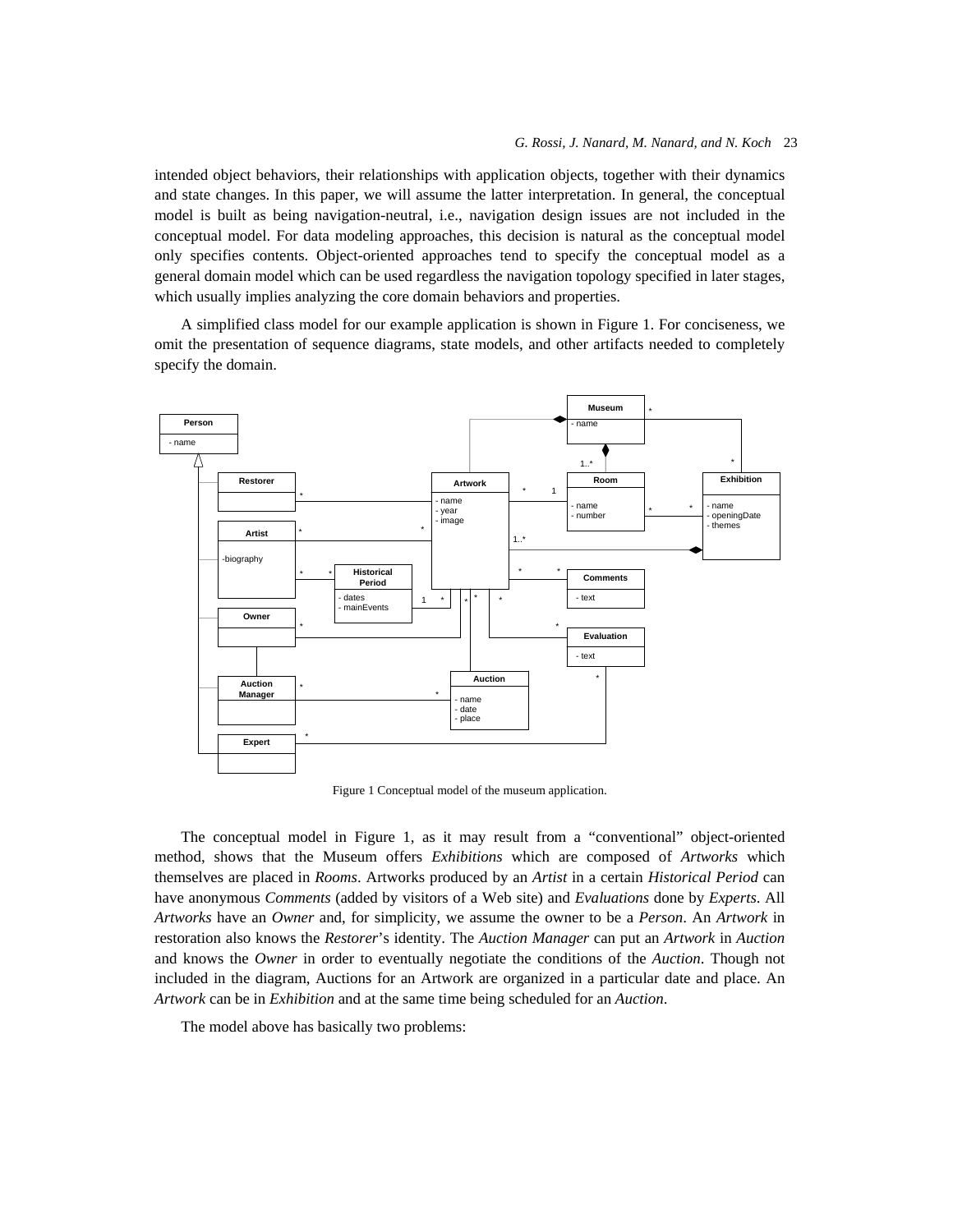intended object behaviors, their relationships with application objects, together with their dynamics and state changes. In this paper, we will assume the latter interpretation. In general, the conceptual model is built as being navigation-neutral, i.e., navigation design issues are not included in the conceptual model. For data modeling approaches, this decision is natural as the conceptual model only specifies contents. Object-oriented approaches tend to specify the conceptual model as a general domain model which can be used regardless the navigation topology specified in later stages, which usually implies analyzing the core domain behaviors and properties.

A simplified class model for our example application is shown in Figure 1. For conciseness, we omit the presentation of sequence diagrams, state models, and other artifacts needed to completely specify the domain.

Figure 1 Conceptual model of the museum application.

The conceptual model in Figure 1, as it may result from a "conventional" object-oriented method, shows that the Museum offers *Exhibitions* which are composed of *Artworks* which themselves are placed in *Rooms*. Artworks produced by an *Artist* in a certain *Historical Period* can have anonymous *Comments* (added by visitors of a Web site) and *Evaluations* done by *Experts*. All *Artworks* have an *Owner* and, for simplicity, we assume the owner to be a *Person*. An *Artwork* in restoration also knows the *Restorer*'s identity. The *Auction Manager* can put an *Artwork* in *Auction* and knows the *Owner* in order to eventually negotiate the conditions of the *Auction*. Though not included in the diagram, Auctions for an Artwork are organized in a particular date and place. An *Artwork* can be in *Exhibition* and at the same time being scheduled for an *Auction*.

The model above has basically two problems: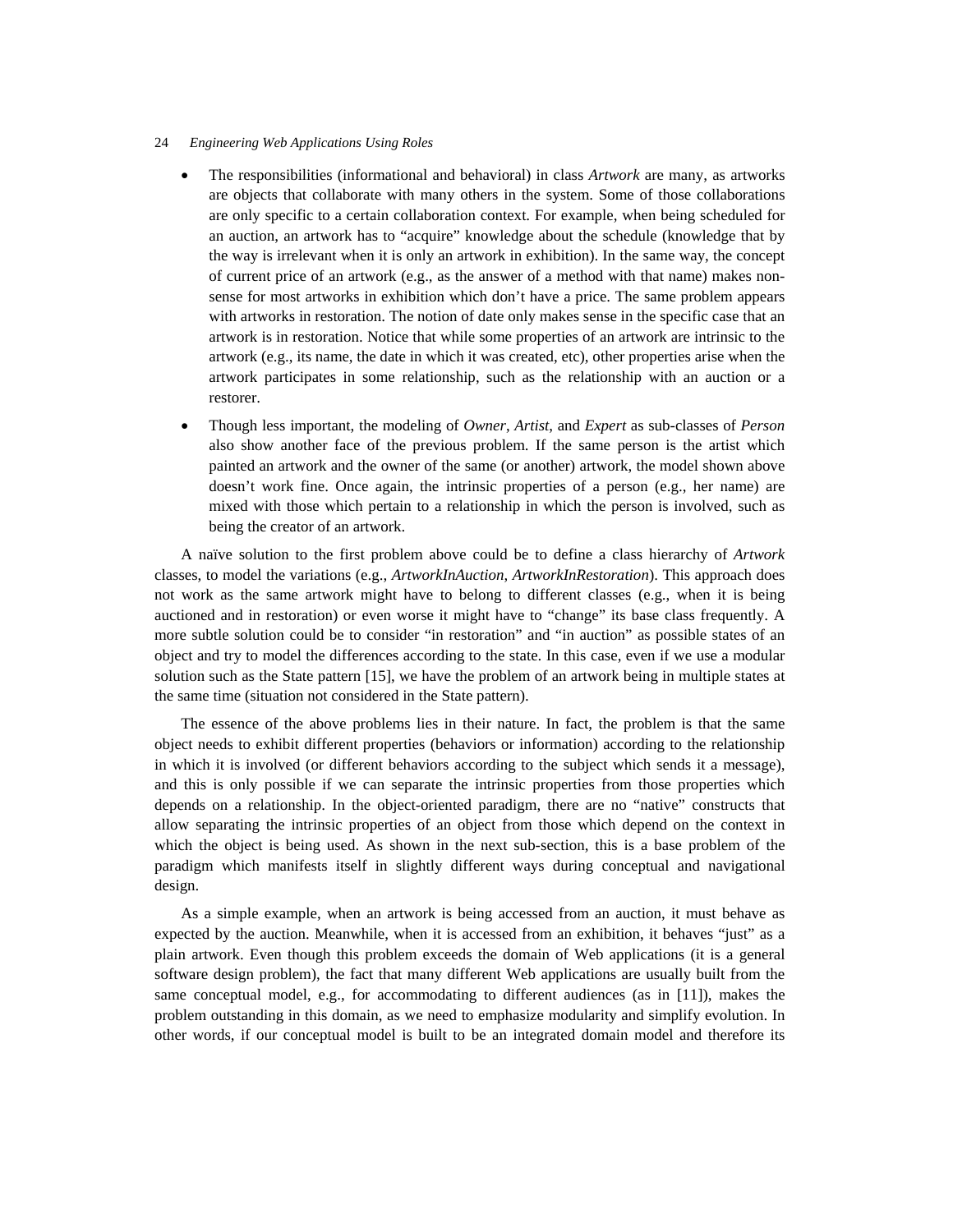- The responsibilities (informational and behavioral) in class *Artwork* are many, as artworks are objects that collaborate with many others in the system. Some of those collaborations are only specific to a certain collaboration context. For example, when being scheduled for an auction, an artwork has to "acquire" knowledge about the schedule (knowledge that by the way is irrelevant when it is only an artwork in exhibition). In the same way, the concept of current price of an artwork (e.g., as the answer of a method with that name) makes non-sense for most artworks in exhibition which don't have a price. The same problem appears with artworks in restoration. The notion of date only makes sense in the specific case that an artwork is in restoration. Notice that while some properties of an artwork are intrinsic to the artwork (e.g., its name, the date in which it was created, etc), other properties arise when the artwork participates in some relationship, such as the relationship with an auction or a restorer.
- Though less important, the modeling of *Owner*, *Artist*, and *Expert* as sub-classes of *Person* also show another face of the previous problem. If the same person is the artist which painted an artwork and the owner of the same (or another) artwork, the model shown above doesn't work fine. Once again, the intrinsic properties of a person (e.g., her name) are mixed with those which pertain to a relationship in which the person is involved, such as being the creator of an artwork.

A naïve solution to the first problem above could be to define a class hierarchy of *Artwork* classes, to model the variations (e.g., *ArtworkInAuction*, *ArtworkInRestoration*). This approach does not work as the same artwork might have to belong to different classes (e.g., when it is being auctioned and in restoration) or even worse it might have to "change" its base class frequently. A more subtle solution could be to consider "in restoration" and "in auction" as possible states of an object and try to model the differences according to the state. In this case, even if we use a modular solution such as the State pattern [15], we have the problem of an artwork being in multiple states at the same time (situation not considered in the State pattern).

The essence of the above problems lies in their nature. In fact, the problem is that the same object needs to exhibit different properties (behaviors or information) according to the relationship in which it is involved (or different behaviors according to the subject which sends it a message), and this is only possible if we can separate the intrinsic properties from those properties which depends on a relationship. In the object-oriented paradigm, there are no "native" constructs that allow separating the intrinsic properties of an object from those which depend on the context in which the object is being used. As shown in the next sub-section, this is a base problem of the paradigm which manifests itself in slightly different ways during conceptual and navigational design.

As a simple example, when an artwork is being accessed from an auction, it must behave as expected by the auction. Meanwhile, when it is accessed from an exhibition, it behaves "just" as a plain artwork. Even though this problem exceeds the domain of Web applications (it is a general software design problem), the fact that many different Web applications are usually built from the same conceptual model, e.g., for accommodating to different audiences (as in [11]), makes the problem outstanding in this domain, as we need to emphasize modularity and simplify evolution. In other words, if our conceptual model is built to be an integrated domain model and therefore its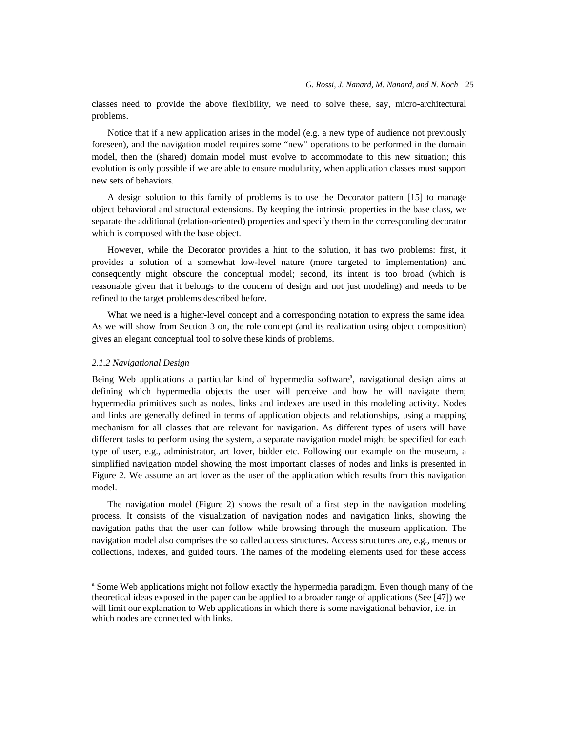classes need to provide the above flexibility, we need to solve these, say, micro-architectural problems.

Notice that if a new application arises in the model (e.g. a new type of audience not previously foreseen), and the navigation model requires some "new" operations to be performed in the domain model, then the (shared) domain model must evolve to accommodate to this new situation; this evolution is only possible if we are able to ensure modularity, when application classes must support new sets of behaviors.

A design solution to this family of problems is to use the Decorator pattern [15] to manage object behavioral and structural extensions. By keeping the intrinsic properties in the base class, we separate the additional (relation-oriented) properties and specify them in the corresponding decorator which is composed with the base object.

However, while the Decorator provides a hint to the solution, it has two problems: first, it provides a solution of a somewhat low-level nature (more targeted to implementation) and consequently might obscure the conceptual model; second, its intent is too broad (which is reasonable given that it belongs to the concern of design and not just modeling) and needs to be refined to the target problems described before.

What we need is a higher-level concept and a corresponding notation to express the same idea. As we will show from Section 3 on, the role concept (and its realization using object composition) gives an elegant conceptual tool to solve these kinds of problems.

#### *2.1.2 Navigational Design*

Being Web applications a particular kind of hypermedia software[a], navigational design aims at defining which hypermedia objects the user will perceive and how he will navigate them; hypermedia primitives such as nodes, links and indexes are used in this modeling activity. Nodes and links are generally defined in terms of application objects and relationships, using a mapping mechanism for all classes that are relevant for navigation. As different types of users will have different tasks to perform using the system, a separate navigation model might be specified for each type of user, e.g., administrator, art lover, bidder etc. Following our example on the museum, a simplified navigation model showing the most important classes of nodes and links is presented in Figure 2. We assume an art lover as the user of the application which results from this navigation model.

The navigation model (Figure 2) shows the result of a first step in the navigation modeling process. It consists of the visualization of navigation nodes and navigation links, showing the navigation paths that the user can follow while browsing through the museum application. The navigation model also comprises the so called access structures. Access structures are, e.g., menus or collections, indexes, and guided tours. The names of the modeling elements used for these access

---

[a] Some Web applications might not follow exactly the hypermedia paradigm. Even though many of the theoretical ideas exposed in the paper can be applied to a broader range of applications (See [47]) we will limit our explanation to Web applications in which there is some navigational behavior, i.e. in which nodes are connected with links.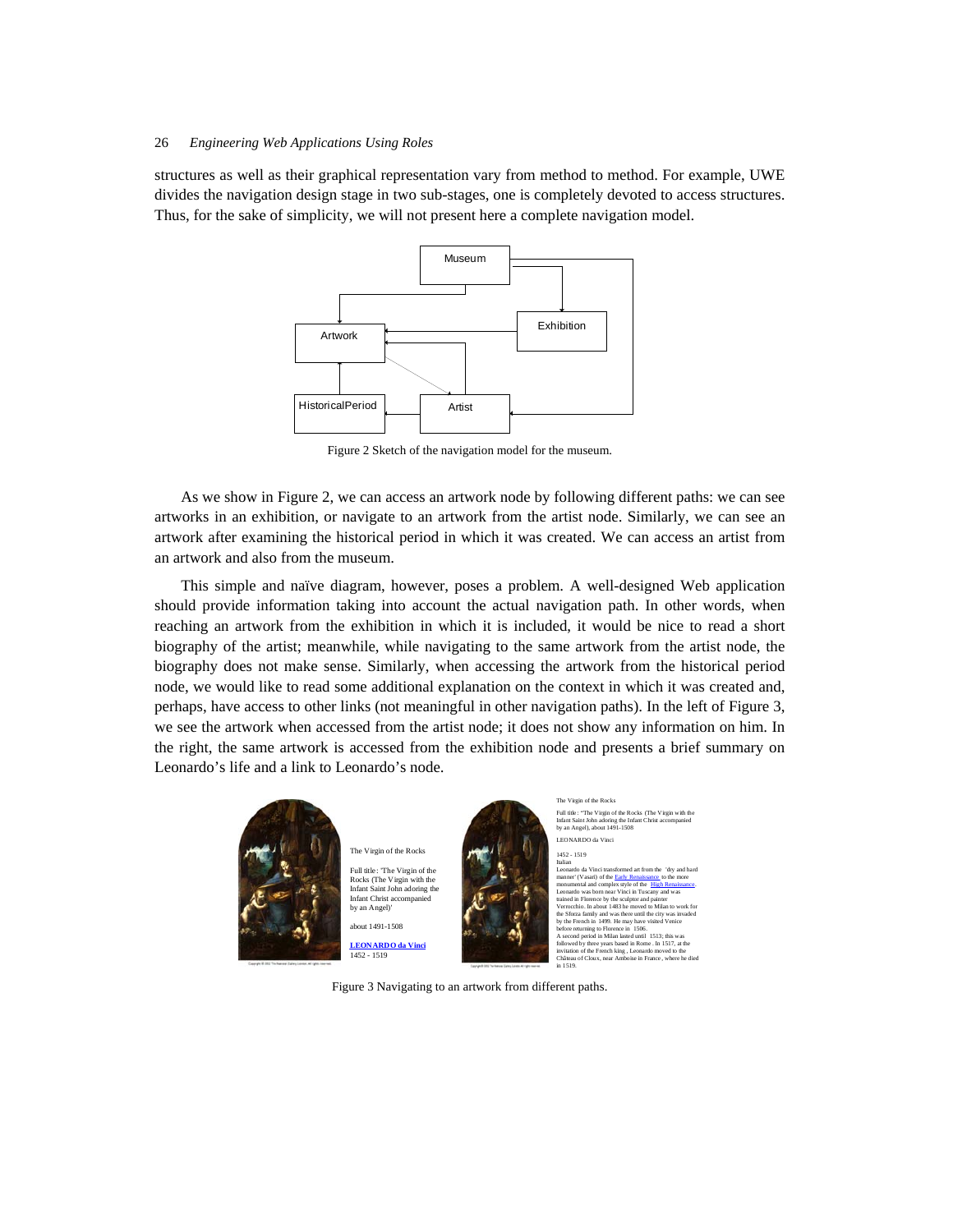structures as well as their graphical representation vary from method to method. For example, UWE divides the navigation design stage in two sub-stages, one is completely devoted to access structures. Thus, for the sake of simplicity, we will not present here a complete navigation model.

Figure 2 Sketch of the navigation model for the museum.

As we show in Figure 2, we can access an artwork node by following different paths: we can see artworks in an exhibition, or navigate to an artwork from the artist node. Similarly, we can see an artwork after examining the historical period in which it was created. We can access an artist from an artwork and also from the museum.

This simple and naïve diagram, however, poses a problem. A well-designed Web application should provide information taking into account the actual navigation path. In other words, when reaching an artwork from the exhibition in which it is included, it would be nice to read a short biography of the artist; meanwhile, while navigating to the same artwork from the artist node, the biography does not make sense. Similarly, when accessing the artwork from the historical period node, we would like to read some additional explanation on the context in which it was created and, perhaps, have access to other links (not meaningful in other navigation paths). In the left of Figure 3, we see the artwork when accessed from the artist node; it does not show any information on him. In the right, the same artwork is accessed from the exhibition node and presents a brief summary on Leonardo's life and a link to Leonardo's node.

Figure 3 Navigating to an artwork from different paths.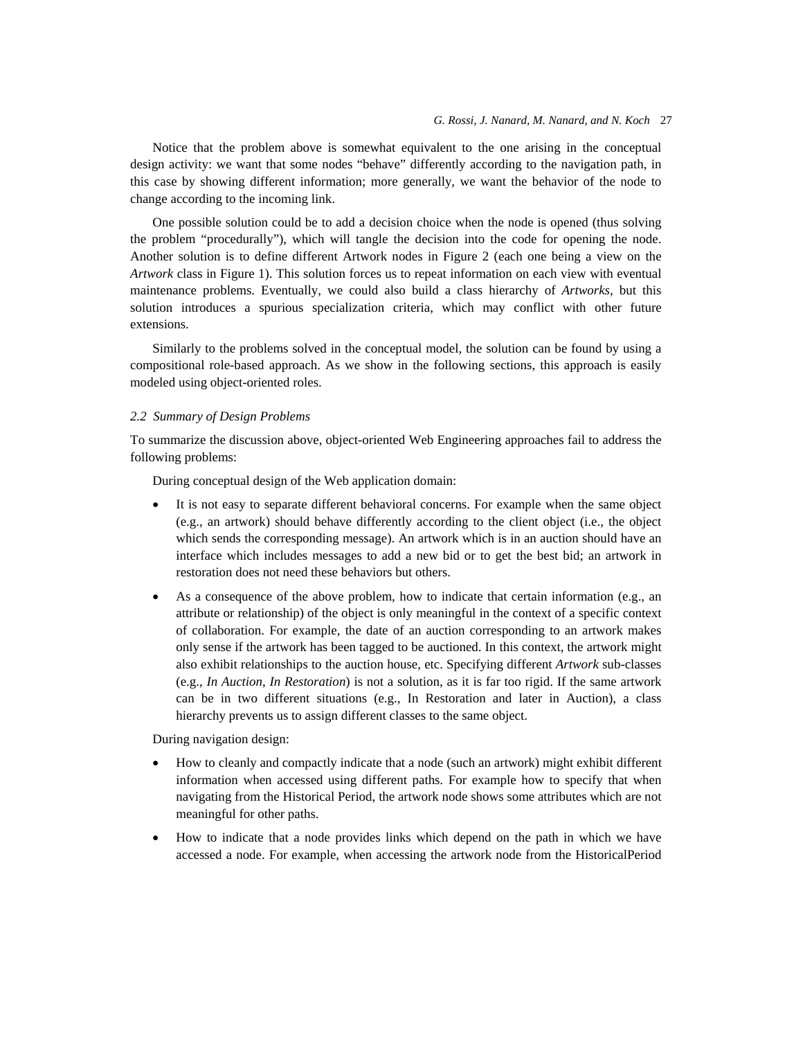Notice that the problem above is somewhat equivalent to the one arising in the conceptual design activity: we want that some nodes “behave” differently according to the navigation path, in this case by showing different information; more generally, we want the behavior of the node to change according to the incoming link.

One possible solution could be to add a decision choice when the node is opened (thus solving the problem “procedurally”), which will tangle the decision into the code for opening the node. Another solution is to define different Artwork nodes in Figure 2 (each one being a view on the *Artwork* class in Figure 1). This solution forces us to repeat information on each view with eventual maintenance problems. Eventually, we could also build a class hierarchy of *Artworks*, but this solution introduces a spurious specialization criteria, which may conflict with other future extensions.

Similarly to the problems solved in the conceptual model, the solution can be found by using a compositional role-based approach. As we show in the following sections, this approach is easily modeled using object-oriented roles.

### *2.2 Summary of Design Problems*

To summarize the discussion above, object-oriented Web Engineering approaches fail to address the following problems:

During conceptual design of the Web application domain:

- It is not easy to separate different behavioral concerns. For example when the same object (e.g., an artwork) should behave differently according to the client object (i.e., the object which sends the corresponding message). An artwork which is in an auction should have an interface which includes messages to add a new bid or to get the best bid; an artwork in restoration does not need these behaviors but others.
- As a consequence of the above problem, how to indicate that certain information (e.g., an attribute or relationship) of the object is only meaningful in the context of a specific context of collaboration. For example, the date of an auction corresponding to an artwork makes only sense if the artwork has been tagged to be auctioned. In this context, the artwork might also exhibit relationships to the auction house, etc. Specifying different *Artwork* sub-classes (e.g., *In Auction*, *In Restoration*) is not a solution, as it is far too rigid. If the same artwork can be in two different situations (e.g., In Restoration and later in Auction), a class hierarchy prevents us to assign different classes to the same object.

During navigation design:

- How to cleanly and compactly indicate that a node (such an artwork) might exhibit different information when accessed using different paths. For example how to specify that when navigating from the Historical Period, the artwork node shows some attributes which are not meaningful for other paths.
- How to indicate that a node provides links which depend on the path in which we have accessed a node. For example, when accessing the artwork node from the HistoricalPeriod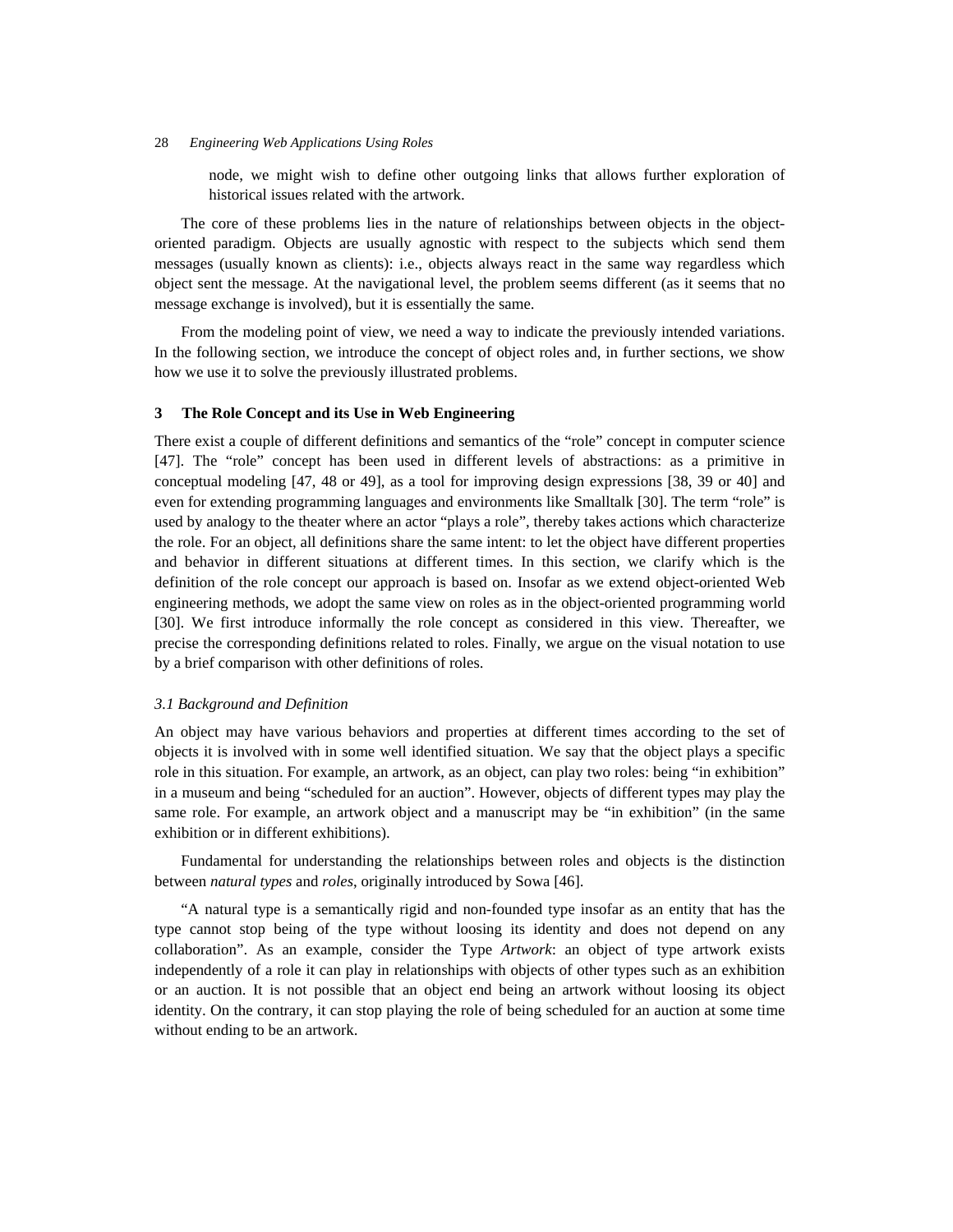node, we might wish to define other outgoing links that allows further exploration of historical issues related with the artwork.

The core of these problems lies in the nature of relationships between objects in the object-oriented paradigm. Objects are usually agnostic with respect to the subjects which send them messages (usually known as clients): i.e., objects always react in the same way regardless which object sent the message. At the navigational level, the problem seems different (as it seems that no message exchange is involved), but it is essentially the same.

From the modeling point of view, we need a way to indicate the previously intended variations. In the following section, we introduce the concept of object roles and, in further sections, we show how we use it to solve the previously illustrated problems.

## 3 The Role Concept and its Use in Web Engineering

There exist a couple of different definitions and semantics of the "role" concept in computer science [47]. The "role" concept has been used in different levels of abstractions: as a primitive in conceptual modeling [47, 48 or 49], as a tool for improving design expressions [38, 39 or 40] and even for extending programming languages and environments like Smalltalk [30]. The term "role" is used by analogy to the theater where an actor "plays a role", thereby takes actions which characterize the role. For an object, all definitions share the same intent: to let the object have different properties and behavior in different situations at different times. In this section, we clarify which is the definition of the role concept our approach is based on. Insofar as we extend object-oriented Web engineering methods, we adopt the same view on roles as in the object-oriented programming world [30]. We first introduce informally the role concept as considered in this view. Thereafter, we precise the corresponding definitions related to roles. Finally, we argue on the visual notation to use by a brief comparison with other definitions of roles.

### *3.1 Background and Definition*

An object may have various behaviors and properties at different times according to the set of objects it is involved with in some well identified situation. We say that the object plays a specific role in this situation. For example, an artwork, as an object, can play two roles: being "in exhibition" in a museum and being "scheduled for an auction". However, objects of different types may play the same role. For example, an artwork object and a manuscript may be "in exhibition" (in the same exhibition or in different exhibitions).

Fundamental for understanding the relationships between roles and objects is the distinction between *natural types* and *roles*, originally introduced by Sowa [46].

"A natural type is a semantically rigid and non-founded type insofar as an entity that has the type cannot stop being of the type without loosing its identity and does not depend on any collaboration". As an example, consider the Type *Artwork*: an object of type artwork exists independently of a role it can play in relationships with objects of other types such as an exhibition or an auction. It is not possible that an object end being an artwork without loosing its object identity. On the contrary, it can stop playing the role of being scheduled for an auction at some time without ending to be an artwork.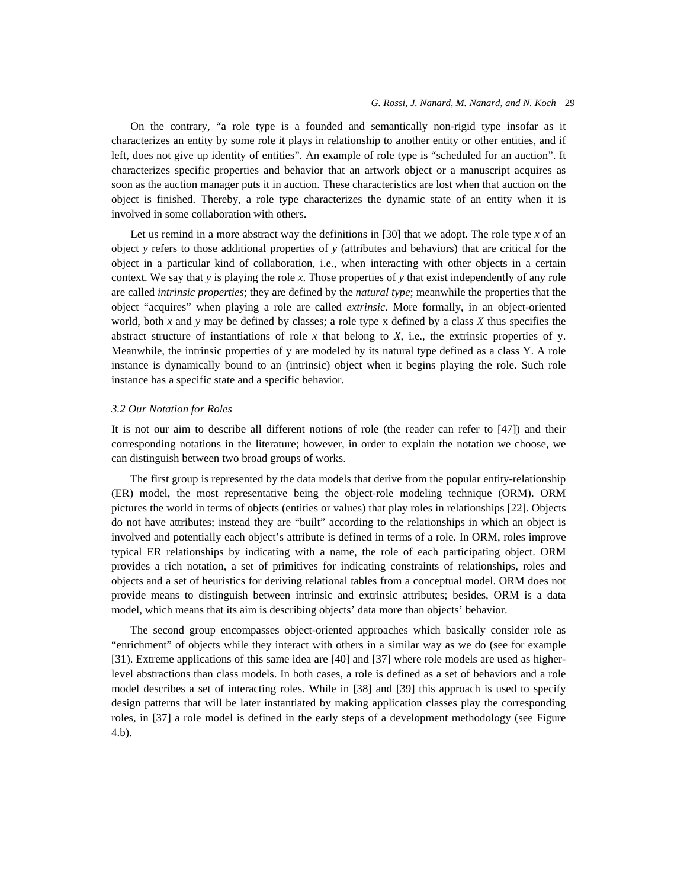On the contrary, “a role type is a founded and semantically non-rigid type insofar as it characterizes an entity by some role it plays in relationship to another entity or other entities, and if left, does not give up identity of entities”. An example of role type is “scheduled for an auction”. It characterizes specific properties and behavior that an artwork object or a manuscript acquires as soon as the auction manager puts it in auction. These characteristics are lost when that auction on the object is finished. Thereby, a role type characterizes the dynamic state of an entity when it is involved in some collaboration with others.

Let us remind in a more abstract way the definitions in [30] that we adopt. The role type *x* of an object *y* refers to those additional properties of *y* (attributes and behaviors) that are critical for the object in a particular kind of collaboration, i.e., when interacting with other objects in a certain context. We say that *y* is playing the role *x*. Those properties of *y* that exist independently of any role are called *intrinsic properties*; they are defined by the *natural type*; meanwhile the properties that the object “acquires” when playing a role are called *extrinsic*. More formally, in an object-oriented world, both *x* and *y* may be defined by classes; a role type x defined by a class *X* thus specifies the abstract structure of instantiations of role *x* that belong to *X*, i.e., the extrinsic properties of y. Meanwhile, the intrinsic properties of y are modeled by its natural type defined as a class Y. A role instance is dynamically bound to an (intrinsic) object when it begins playing the role. Such role instance has a specific state and a specific behavior.

### *3.2 Our Notation for Roles*

It is not our aim to describe all different notions of role (the reader can refer to [47]) and their corresponding notations in the literature; however, in order to explain the notation we choose, we can distinguish between two broad groups of works.

The first group is represented by the data models that derive from the popular entity-relationship (ER) model, the most representative being the object-role modeling technique (ORM). ORM pictures the world in terms of objects (entities or values) that play roles in relationships [22]. Objects do not have attributes; instead they are “built” according to the relationships in which an object is involved and potentially each object’s attribute is defined in terms of a role. In ORM, roles improve typical ER relationships by indicating with a name, the role of each participating object. ORM provides a rich notation, a set of primitives for indicating constraints of relationships, roles and objects and a set of heuristics for deriving relational tables from a conceptual model. ORM does not provide means to distinguish between intrinsic and extrinsic attributes; besides, ORM is a data model, which means that its aim is describing objects’ data more than objects’ behavior.

The second group encompasses object-oriented approaches which basically consider role as “enrichment” of objects while they interact with others in a similar way as we do (see for example [31). Extreme applications of this same idea are [40] and [37] where role models are used as higher-level abstractions than class models. In both cases, a role is defined as a set of behaviors and a role model describes a set of interacting roles. While in [38] and [39] this approach is used to specify design patterns that will be later instantiated by making application classes play the corresponding roles, in [37] a role model is defined in the early steps of a development methodology (see Figure 4.b).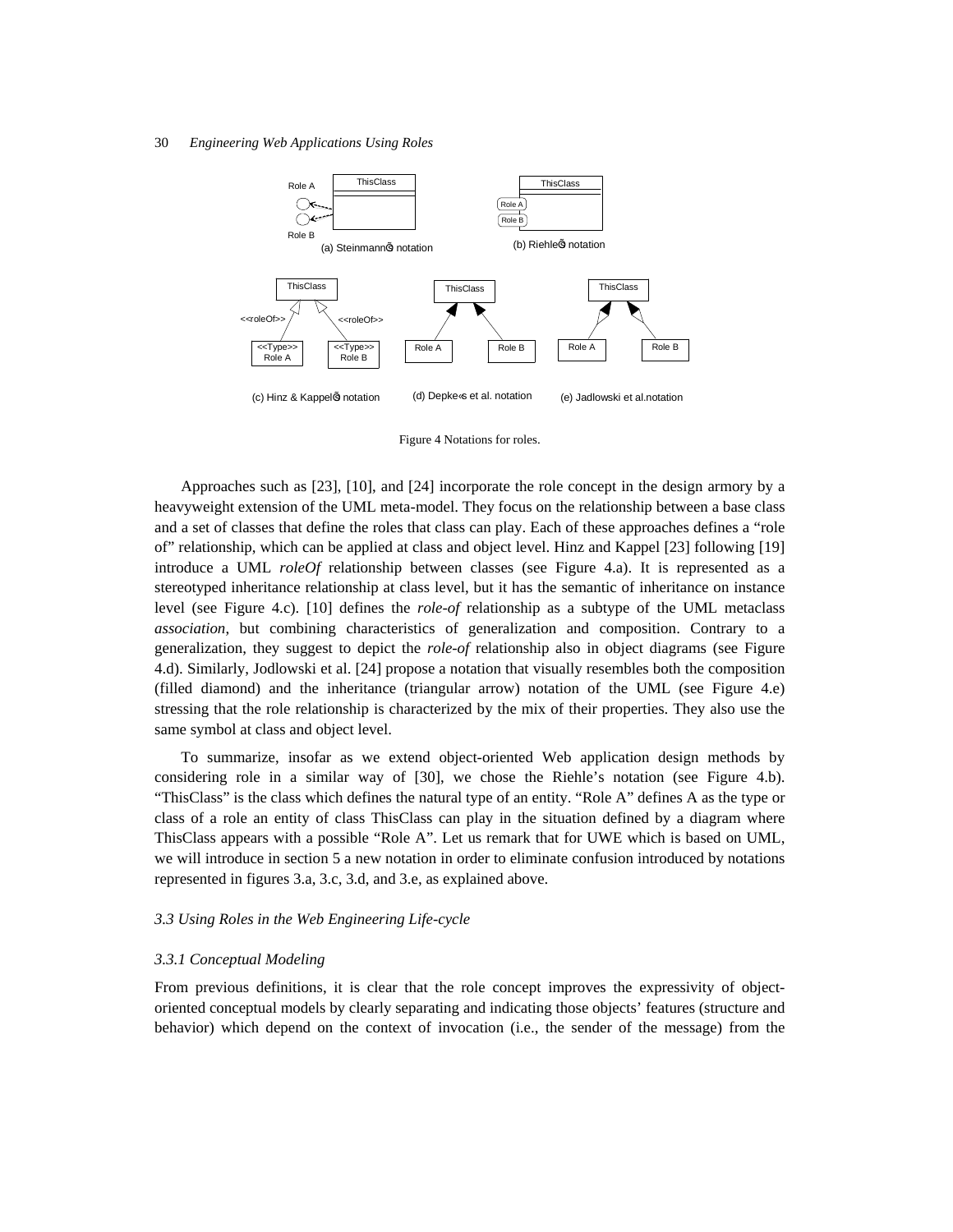Figure 4 Notations for roles.

Approaches such as [23], [10], and [24] incorporate the role concept in the design armory by a heavyweight extension of the UML meta-model. They focus on the relationship between a base class and a set of classes that define the roles that class can play. Each of these approaches defines a "role of" relationship, which can be applied at class and object level. Hinz and Kappel [23] following [19] introduce a UML *roleOf* relationship between classes (see Figure 4.a). It is represented as a stereotyped inheritance relationship at class level, but it has the semantic of inheritance on instance level (see Figure 4.c). [10] defines the *role-of* relationship as a subtype of the UML metaclass *association*, but combining characteristics of generalization and composition. Contrary to a generalization, they suggest to depict the *role-of* relationship also in object diagrams (see Figure 4.d). Similarly, Jodlowski et al. [24] propose a notation that visually resembles both the composition (filled diamond) and the inheritance (triangular arrow) notation of the UML (see Figure 4.e) stressing that the role relationship is characterized by the mix of their properties. They also use the same symbol at class and object level.

To summarize, insofar as we extend object-oriented Web application design methods by considering role in a similar way of [30], we chose the Riehle's notation (see Figure 4.b). "ThisClass" is the class which defines the natural type of an entity. "Role A" defines A as the type or class of a role an entity of class ThisClass can play in the situation defined by a diagram where ThisClass appears with a possible "Role A". Let us remark that for UWE which is based on UML, we will introduce in section 5 a new notation in order to eliminate confusion introduced by notations represented in figures 3.a, 3.c, 3.d, and 3.e, as explained above.

### *3.3 Using Roles in the Web Engineering Life-cycle*

#### *3.3.1 Conceptual Modeling*

From previous definitions, it is clear that the role concept improves the expressivity of object-oriented conceptual models by clearly separating and indicating those objects' features (structure and behavior) which depend on the context of invocation (i.e., the sender of the message) from the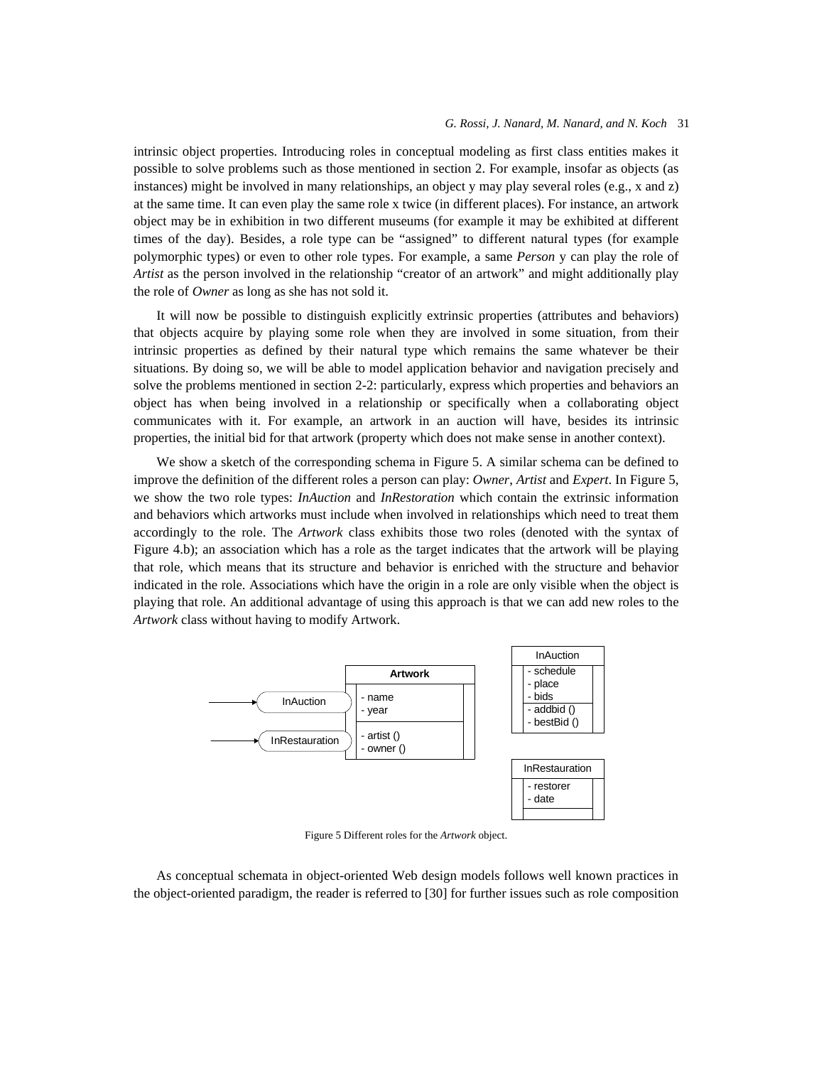intrinsic object properties. Introducing roles in conceptual modeling as first class entities makes it possible to solve problems such as those mentioned in section 2. For example, insofar as objects (as instances) might be involved in many relationships, an object y may play several roles (e.g., x and z) at the same time. It can even play the same role x twice (in different places). For instance, an artwork object may be in exhibition in two different museums (for example it may be exhibited at different times of the day). Besides, a role type can be "assigned" to different natural types (for example polymorphic types) or even to other role types. For example, a same *Person* y can play the role of *Artist* as the person involved in the relationship "creator of an artwork" and might additionally play the role of *Owner* as long as she has not sold it.

It will now be possible to distinguish explicitly extrinsic properties (attributes and behaviors) that objects acquire by playing some role when they are involved in some situation, from their intrinsic properties as defined by their natural type which remains the same whatever be their situations. By doing so, we will be able to model application behavior and navigation precisely and solve the problems mentioned in section 2-2: particularly, express which properties and behaviors an object has when being involved in a relationship or specifically when a collaborating object communicates with it. For example, an artwork in an auction will have, besides its intrinsic properties, the initial bid for that artwork (property which does not make sense in another context).

We show a sketch of the corresponding schema in Figure 5. A similar schema can be defined to improve the definition of the different roles a person can play: *Owner*, *Artist* and *Expert*. In Figure 5, we show the two role types: *InAuction* and *InRestoration* which contain the extrinsic information and behaviors which artworks must include when involved in relationships which need to treat them accordingly to the role. The *Artwork* class exhibits those two roles (denoted with the syntax of Figure 4.b); an association which has a role as the target indicates that the artwork will be playing that role, which means that its structure and behavior is enriched with the structure and behavior indicated in the role. Associations which have the origin in a role are only visible when the object is playing that role. An additional advantage of using this approach is that we can add new roles to the *Artwork* class without having to modify Artwork.

```
                                  ┌──────────────┐                  InAuction
                                  │   Artwork    │                  - schedule
 ──────► ( InAuction )            ├──────────────┤                  - place
                                  │ - name       │                  - bids
                                  │ - year       │                  - addbid ()
 ──────► ( InRestauration )       ├──────────────┤                  - bestBid ()
                                  │ - artist ()  │
                                  │ - owner ()   │                  InRestauration
                                  └──────────────┘                  - restorer
                                                                    - date
```

Figure 5 Different roles for the *Artwork* object.

As conceptual schemata in object-oriented Web design models follows well known practices in the object-oriented paradigm, the reader is referred to [30] for further issues such as role composition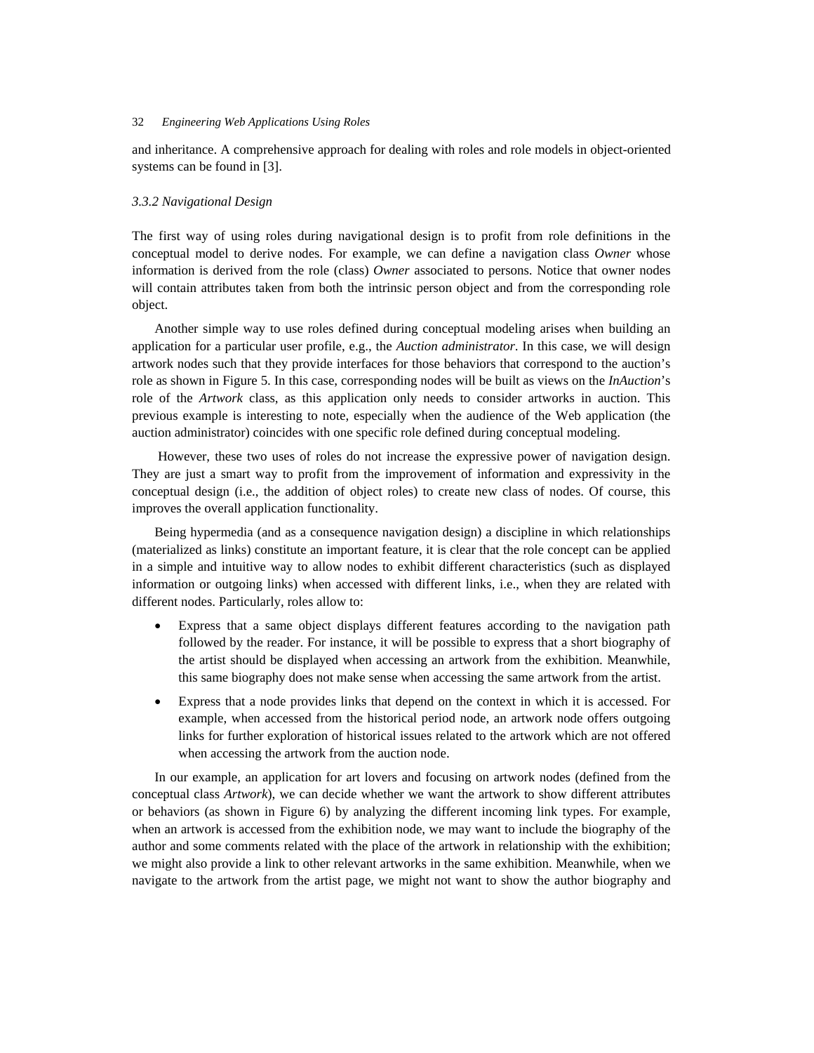and inheritance. A comprehensive approach for dealing with roles and role models in object-oriented systems can be found in [3].

### *3.3.2 Navigational Design*

The first way of using roles during navigational design is to profit from role definitions in the conceptual model to derive nodes. For example, we can define a navigation class *Owner* whose information is derived from the role (class) *Owner* associated to persons. Notice that owner nodes will contain attributes taken from both the intrinsic person object and from the corresponding role object.

Another simple way to use roles defined during conceptual modeling arises when building an application for a particular user profile, e.g., the *Auction administrator*. In this case, we will design artwork nodes such that they provide interfaces for those behaviors that correspond to the auction's role as shown in Figure 5. In this case, corresponding nodes will be built as views on the *InAuction*'s role of the *Artwork* class, as this application only needs to consider artworks in auction. This previous example is interesting to note, especially when the audience of the Web application (the auction administrator) coincides with one specific role defined during conceptual modeling.

However, these two uses of roles do not increase the expressive power of navigation design. They are just a smart way to profit from the improvement of information and expressivity in the conceptual design (i.e., the addition of object roles) to create new class of nodes. Of course, this improves the overall application functionality.

Being hypermedia (and as a consequence navigation design) a discipline in which relationships (materialized as links) constitute an important feature, it is clear that the role concept can be applied in a simple and intuitive way to allow nodes to exhibit different characteristics (such as displayed information or outgoing links) when accessed with different links, i.e., when they are related with different nodes. Particularly, roles allow to:

- Express that a same object displays different features according to the navigation path followed by the reader. For instance, it will be possible to express that a short biography of the artist should be displayed when accessing an artwork from the exhibition. Meanwhile, this same biography does not make sense when accessing the same artwork from the artist.
- Express that a node provides links that depend on the context in which it is accessed. For example, when accessed from the historical period node, an artwork node offers outgoing links for further exploration of historical issues related to the artwork which are not offered when accessing the artwork from the auction node.

In our example, an application for art lovers and focusing on artwork nodes (defined from the conceptual class *Artwork*), we can decide whether we want the artwork to show different attributes or behaviors (as shown in Figure 6) by analyzing the different incoming link types. For example, when an artwork is accessed from the exhibition node, we may want to include the biography of the author and some comments related with the place of the artwork in relationship with the exhibition; we might also provide a link to other relevant artworks in the same exhibition. Meanwhile, when we navigate to the artwork from the artist page, we might not want to show the author biography and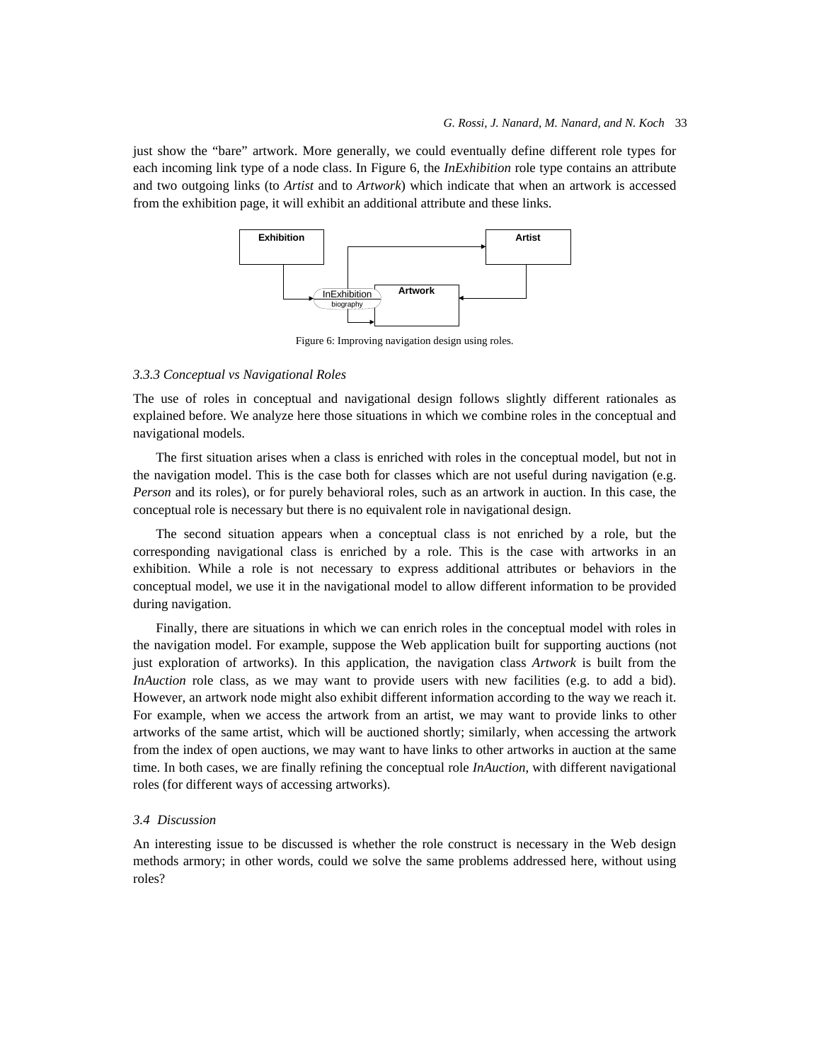just show the "bare" artwork. More generally, we could eventually define different role types for each incoming link type of a node class. In Figure 6, the *InExhibition* role type contains an attribute and two outgoing links (to *Artist* and to *Artwork*) which indicate that when an artwork is accessed from the exhibition page, it will exhibit an additional attribute and these links.

Figure 6: Improving navigation design using roles.

### 3.3.3 Conceptual vs Navigational Roles

The use of roles in conceptual and navigational design follows slightly different rationales as explained before. We analyze here those situations in which we combine roles in the conceptual and navigational models.

The first situation arises when a class is enriched with roles in the conceptual model, but not in the navigation model. This is the case both for classes which are not useful during navigation (e.g. *Person* and its roles), or for purely behavioral roles, such as an artwork in auction. In this case, the conceptual role is necessary but there is no equivalent role in navigational design.

The second situation appears when a conceptual class is not enriched by a role, but the corresponding navigational class is enriched by a role. This is the case with artworks in an exhibition. While a role is not necessary to express additional attributes or behaviors in the conceptual model, we use it in the navigational model to allow different information to be provided during navigation.

Finally, there are situations in which we can enrich roles in the conceptual model with roles in the navigation model. For example, suppose the Web application built for supporting auctions (not just exploration of artworks). In this application, the navigation class *Artwork* is built from the *InAuction* role class, as we may want to provide users with new facilities (e.g. to add a bid). However, an artwork node might also exhibit different information according to the way we reach it. For example, when we access the artwork from an artist, we may want to provide links to other artworks of the same artist, which will be auctioned shortly; similarly, when accessing the artwork from the index of open auctions, we may want to have links to other artworks in auction at the same time. In both cases, we are finally refining the conceptual role *InAuction*, with different navigational roles (for different ways of accessing artworks).

### 3.4 Discussion

An interesting issue to be discussed is whether the role construct is necessary in the Web design methods armory; in other words, could we solve the same problems addressed here, without using roles?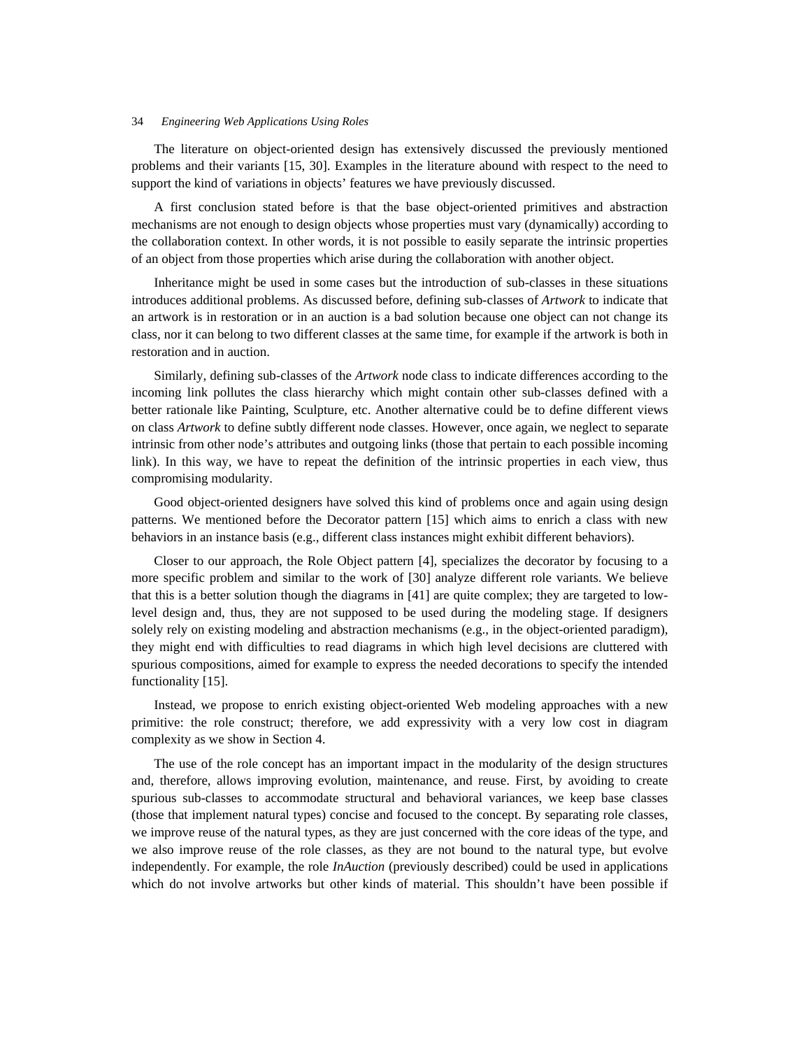The literature on object-oriented design has extensively discussed the previously mentioned problems and their variants [15, 30]. Examples in the literature abound with respect to the need to support the kind of variations in objects' features we have previously discussed.

A first conclusion stated before is that the base object-oriented primitives and abstraction mechanisms are not enough to design objects whose properties must vary (dynamically) according to the collaboration context. In other words, it is not possible to easily separate the intrinsic properties of an object from those properties which arise during the collaboration with another object.

Inheritance might be used in some cases but the introduction of sub-classes in these situations introduces additional problems. As discussed before, defining sub-classes of *Artwork* to indicate that an artwork is in restoration or in an auction is a bad solution because one object can not change its class, nor it can belong to two different classes at the same time, for example if the artwork is both in restoration and in auction.

Similarly, defining sub-classes of the *Artwork* node class to indicate differences according to the incoming link pollutes the class hierarchy which might contain other sub-classes defined with a better rationale like Painting, Sculpture, etc. Another alternative could be to define different views on class *Artwork* to define subtly different node classes. However, once again, we neglect to separate intrinsic from other node's attributes and outgoing links (those that pertain to each possible incoming link). In this way, we have to repeat the definition of the intrinsic properties in each view, thus compromising modularity.

Good object-oriented designers have solved this kind of problems once and again using design patterns. We mentioned before the Decorator pattern [15] which aims to enrich a class with new behaviors in an instance basis (e.g., different class instances might exhibit different behaviors).

Closer to our approach, the Role Object pattern [4], specializes the decorator by focusing to a more specific problem and similar to the work of [30] analyze different role variants. We believe that this is a better solution though the diagrams in [41] are quite complex; they are targeted to low-level design and, thus, they are not supposed to be used during the modeling stage. If designers solely rely on existing modeling and abstraction mechanisms (e.g., in the object-oriented paradigm), they might end with difficulties to read diagrams in which high level decisions are cluttered with spurious compositions, aimed for example to express the needed decorations to specify the intended functionality [15].

Instead, we propose to enrich existing object-oriented Web modeling approaches with a new primitive: the role construct; therefore, we add expressivity with a very low cost in diagram complexity as we show in Section 4.

The use of the role concept has an important impact in the modularity of the design structures and, therefore, allows improving evolution, maintenance, and reuse. First, by avoiding to create spurious sub-classes to accommodate structural and behavioral variances, we keep base classes (those that implement natural types) concise and focused to the concept. By separating role classes, we improve reuse of the natural types, as they are just concerned with the core ideas of the type, and we also improve reuse of the role classes, as they are not bound to the natural type, but evolve independently. For example, the role *InAuction* (previously described) could be used in applications which do not involve artworks but other kinds of material. This shouldn't have been possible if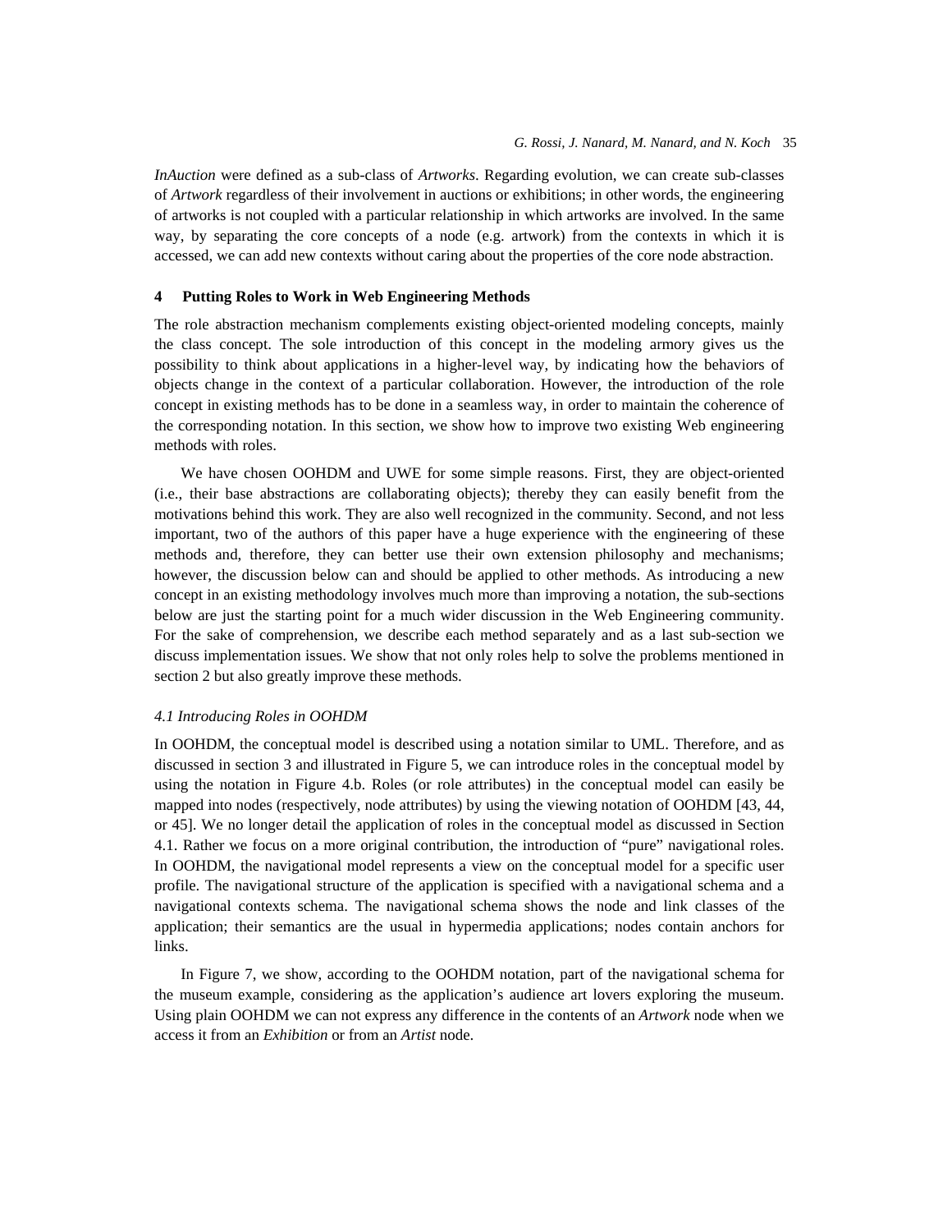*InAuction* were defined as a sub-class of *Artworks*. Regarding evolution, we can create sub-classes of *Artwork* regardless of their involvement in auctions or exhibitions; in other words, the engineering of artworks is not coupled with a particular relationship in which artworks are involved. In the same way, by separating the core concepts of a node (e.g. artwork) from the contexts in which it is accessed, we can add new contexts without caring about the properties of the core node abstraction.

## 4 Putting Roles to Work in Web Engineering Methods

The role abstraction mechanism complements existing object-oriented modeling concepts, mainly the class concept. The sole introduction of this concept in the modeling armory gives us the possibility to think about applications in a higher-level way, by indicating how the behaviors of objects change in the context of a particular collaboration. However, the introduction of the role concept in existing methods has to be done in a seamless way, in order to maintain the coherence of the corresponding notation. In this section, we show how to improve two existing Web engineering methods with roles.

We have chosen OOHDM and UWE for some simple reasons. First, they are object-oriented (i.e., their base abstractions are collaborating objects); thereby they can easily benefit from the motivations behind this work. They are also well recognized in the community. Second, and not less important, two of the authors of this paper have a huge experience with the engineering of these methods and, therefore, they can better use their own extension philosophy and mechanisms; however, the discussion below can and should be applied to other methods. As introducing a new concept in an existing methodology involves much more than improving a notation, the sub-sections below are just the starting point for a much wider discussion in the Web Engineering community. For the sake of comprehension, we describe each method separately and as a last sub-section we discuss implementation issues. We show that not only roles help to solve the problems mentioned in section 2 but also greatly improve these methods.

### 4.1 Introducing Roles in OOHDM

In OOHDM, the conceptual model is described using a notation similar to UML. Therefore, and as discussed in section 3 and illustrated in Figure 5, we can introduce roles in the conceptual model by using the notation in Figure 4.b. Roles (or role attributes) in the conceptual model can easily be mapped into nodes (respectively, node attributes) by using the viewing notation of OOHDM [43, 44, or 45]. We no longer detail the application of roles in the conceptual model as discussed in Section 4.1. Rather we focus on a more original contribution, the introduction of "pure" navigational roles. In OOHDM, the navigational model represents a view on the conceptual model for a specific user profile. The navigational structure of the application is specified with a navigational schema and a navigational contexts schema. The navigational schema shows the node and link classes of the application; their semantics are the usual in hypermedia applications; nodes contain anchors for links.

In Figure 7, we show, according to the OOHDM notation, part of the navigational schema for the museum example, considering as the application's audience art lovers exploring the museum. Using plain OOHDM we can not express any difference in the contents of an *Artwork* node when we access it from an *Exhibition* or from an *Artist* node.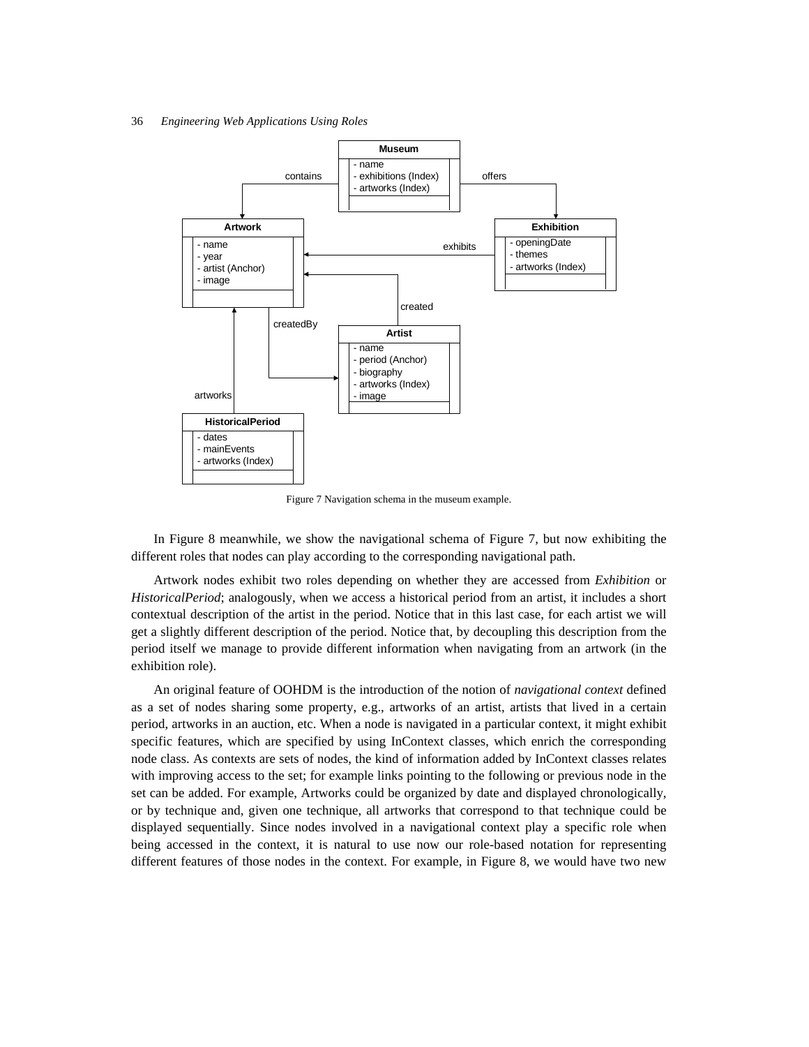Figure 7 Navigation schema in the museum example.

In Figure 8 meanwhile, we show the navigational schema of Figure 7, but now exhibiting the different roles that nodes can play according to the corresponding navigational path.

Artwork nodes exhibit two roles depending on whether they are accessed from *Exhibition* or *HistoricalPeriod*; analogously, when we access a historical period from an artist, it includes a short contextual description of the artist in the period. Notice that in this last case, for each artist we will get a slightly different description of the period. Notice that, by decoupling this description from the period itself we manage to provide different information when navigating from an artwork (in the exhibition role).

An original feature of OOHDM is the introduction of the notion of *navigational context* defined as a set of nodes sharing some property, e.g., artworks of an artist, artists that lived in a certain period, artworks in an auction, etc. When a node is navigated in a particular context, it might exhibit specific features, which are specified by using InContext classes, which enrich the corresponding node class. As contexts are sets of nodes, the kind of information added by InContext classes relates with improving access to the set; for example links pointing to the following or previous node in the set can be added. For example, Artworks could be organized by date and displayed chronologically, or by technique and, given one technique, all artworks that correspond to that technique could be displayed sequentially. Since nodes involved in a navigational context play a specific role when being accessed in the context, it is natural to use now our role-based notation for representing different features of those nodes in the context. For example, in Figure 8, we would have two new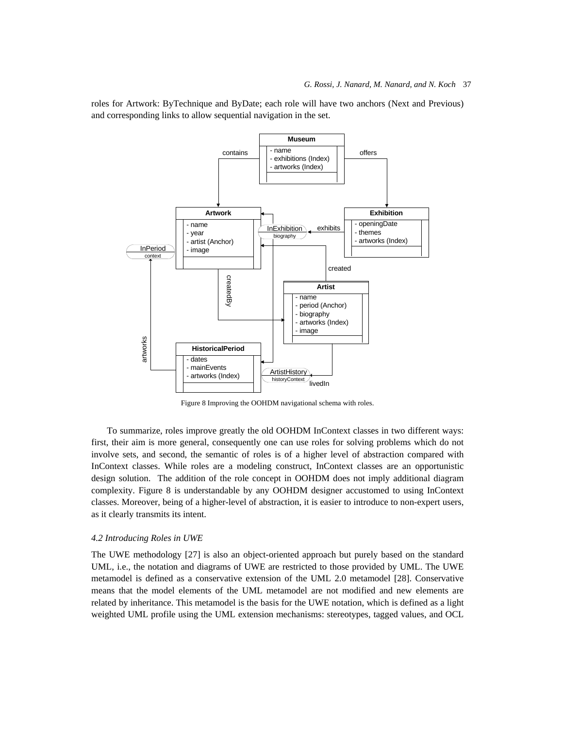roles for Artwork: ByTechnique and ByDate; each role will have two anchors (Next and Previous) and corresponding links to allow sequential navigation in the set.

Figure 8 Improving the OOHDM navigational schema with roles.

To summarize, roles improve greatly the old OOHDM InContext classes in two different ways: first, their aim is more general, consequently one can use roles for solving problems which do not involve sets, and second, the semantic of roles is of a higher level of abstraction compared with InContext classes. While roles are a modeling construct, InContext classes are an opportunistic design solution. The addition of the role concept in OOHDM does not imply additional diagram complexity. Figure 8 is understandable by any OOHDM designer accustomed to using InContext classes. Moreover, being of a higher-level of abstraction, it is easier to introduce to non-expert users, as it clearly transmits its intent.

### *4.2 Introducing Roles in UWE*

The UWE methodology [27] is also an object-oriented approach but purely based on the standard UML, i.e., the notation and diagrams of UWE are restricted to those provided by UML. The UWE metamodel is defined as a conservative extension of the UML 2.0 metamodel [28]. Conservative means that the model elements of the UML metamodel are not modified and new elements are related by inheritance. This metamodel is the basis for the UWE notation, which is defined as a light weighted UML profile using the UML extension mechanisms: stereotypes, tagged values, and OCL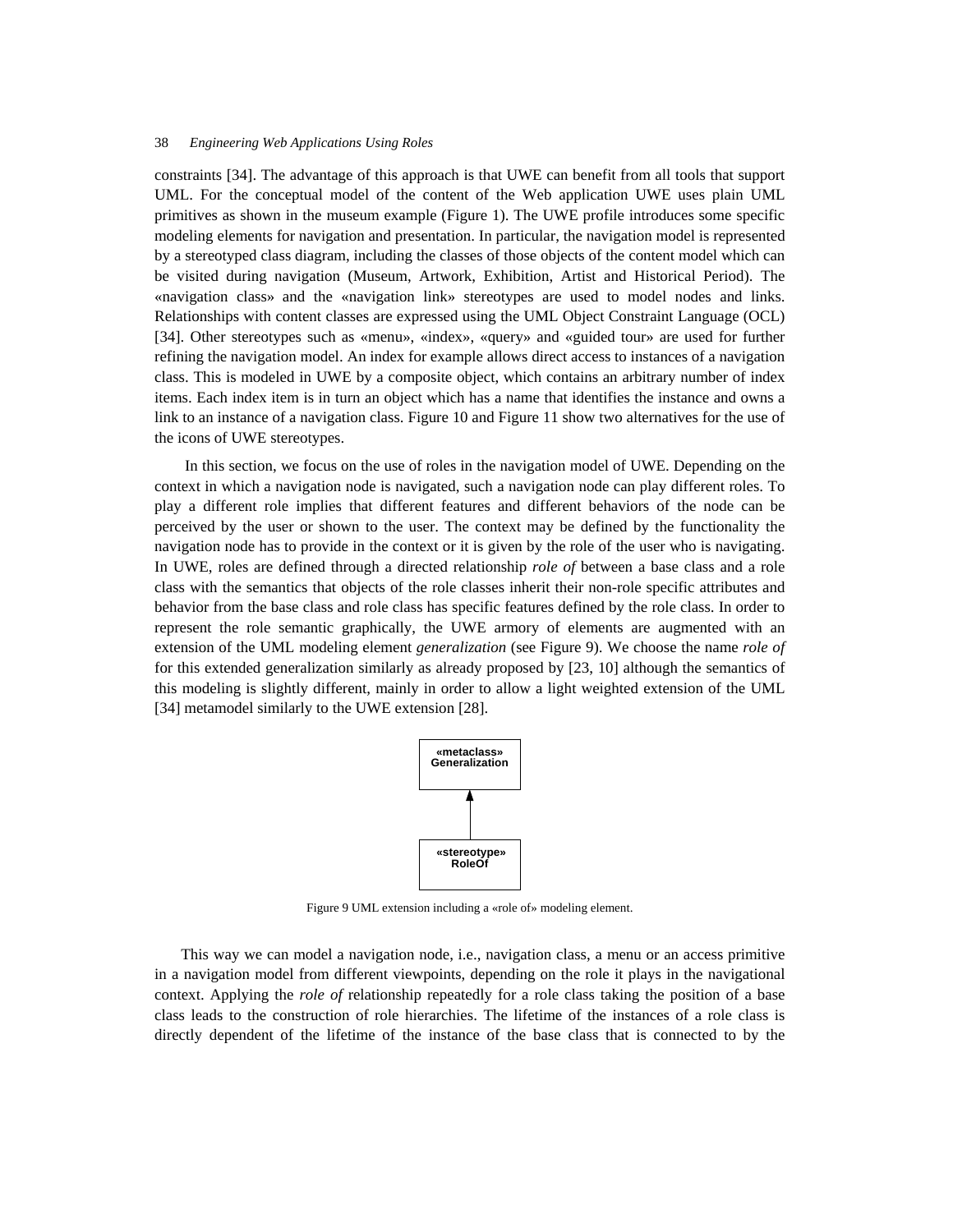constraints [34]. The advantage of this approach is that UWE can benefit from all tools that support UML. For the conceptual model of the content of the Web application UWE uses plain UML primitives as shown in the museum example (Figure 1). The UWE profile introduces some specific modeling elements for navigation and presentation. In particular, the navigation model is represented by a stereotyped class diagram, including the classes of those objects of the content model which can be visited during navigation (Museum, Artwork, Exhibition, Artist and Historical Period). The «navigation class» and the «navigation link» stereotypes are used to model nodes and links. Relationships with content classes are expressed using the UML Object Constraint Language (OCL) [34]. Other stereotypes such as «menu», «index», «query» and «guided tour» are used for further refining the navigation model. An index for example allows direct access to instances of a navigation class. This is modeled in UWE by a composite object, which contains an arbitrary number of index items. Each index item is in turn an object which has a name that identifies the instance and owns a link to an instance of a navigation class. Figure 10 and Figure 11 show two alternatives for the use of the icons of UWE stereotypes.

In this section, we focus on the use of roles in the navigation model of UWE. Depending on the context in which a navigation node is navigated, such a navigation node can play different roles. To play a different role implies that different features and different behaviors of the node can be perceived by the user or shown to the user. The context may be defined by the functionality the navigation node has to provide in the context or it is given by the role of the user who is navigating. In UWE, roles are defined through a directed relationship *role of* between a base class and a role class with the semantics that objects of the role classes inherit their non-role specific attributes and behavior from the base class and role class has specific features defined by the role class. In order to represent the role semantic graphically, the UWE armory of elements are augmented with an extension of the UML modeling element *generalization* (see Figure 9). We choose the name *role of* for this extended generalization similarly as already proposed by [23, 10] although the semantics of this modeling is slightly different, mainly in order to allow a light weighted extension of the UML [34] metamodel similarly to the UWE extension [28].

**«metaclass»**
**Generalization**

**«stereotype»**
**RoleOf**

Figure 9 UML extension including a «role of» modeling element.

This way we can model a navigation node, i.e., navigation class, a menu or an access primitive in a navigation model from different viewpoints, depending on the role it plays in the navigational context. Applying the *role of* relationship repeatedly for a role class taking the position of a base class leads to the construction of role hierarchies. The lifetime of the instances of a role class is directly dependent of the lifetime of the instance of the base class that is connected to by the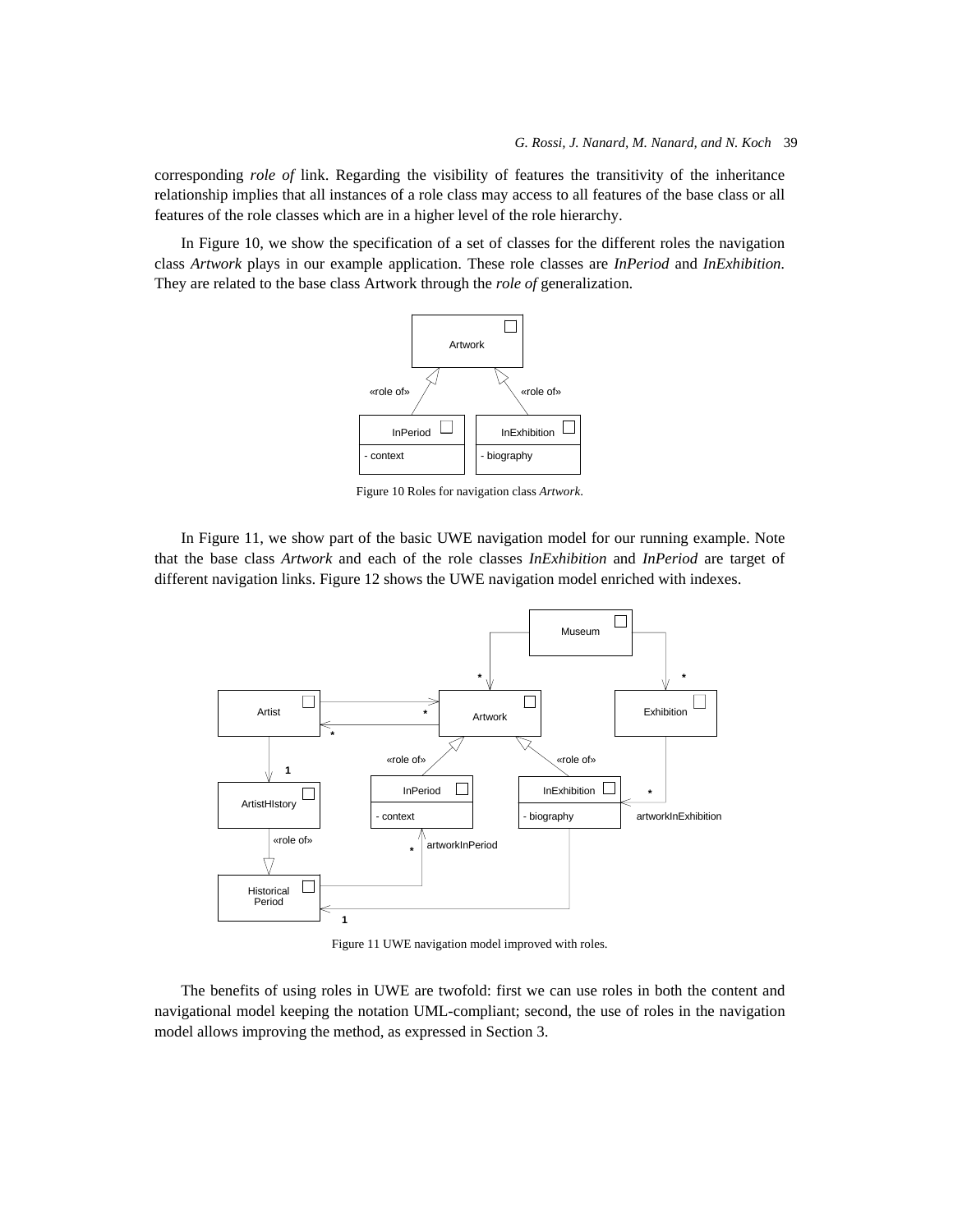corresponding *role of* link. Regarding the visibility of features the transitivity of the inheritance relationship implies that all instances of a role class may access to all features of the base class or all features of the role classes which are in a higher level of the role hierarchy.

In Figure 10, we show the specification of a set of classes for the different roles the navigation class *Artwork* plays in our example application. These role classes are *InPeriod* and *InExhibition*. They are related to the base class Artwork through the *role of* generalization.

Figure 10 Roles for navigation class *Artwork*.

In Figure 11, we show part of the basic UWE navigation model for our running example. Note that the base class *Artwork* and each of the role classes *InExhibition* and *InPeriod* are target of different navigation links. Figure 12 shows the UWE navigation model enriched with indexes.

Figure 11 UWE navigation model improved with roles.

The benefits of using roles in UWE are twofold: first we can use roles in both the content and navigational model keeping the notation UML-compliant; second, the use of roles in the navigation model allows improving the method, as expressed in Section 3.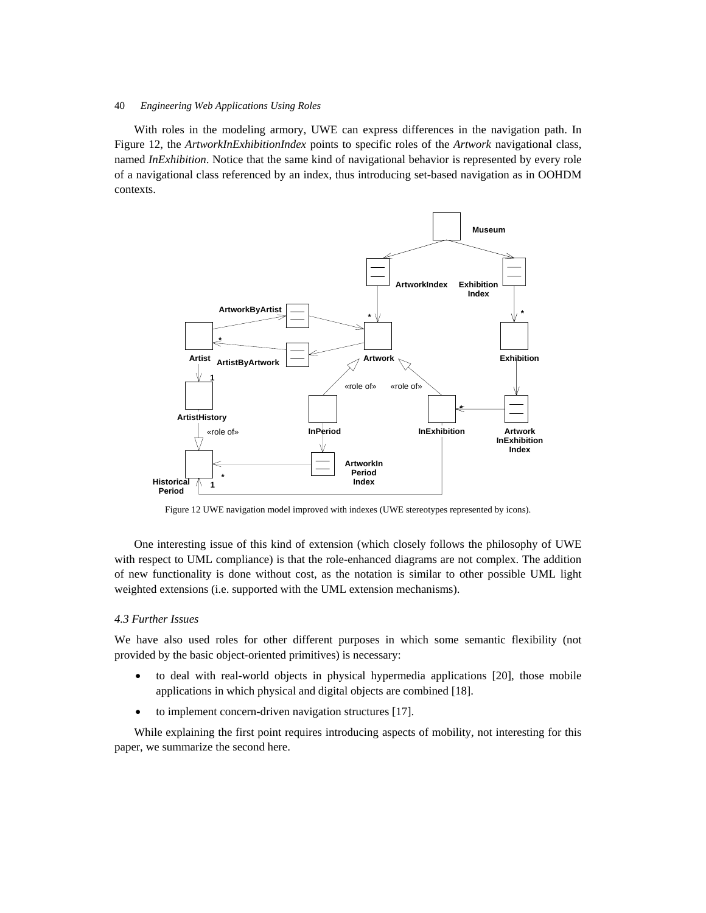With roles in the modeling armory, UWE can express differences in the navigation path. In Figure 12, the *ArtworkInExhibitionIndex* points to specific roles of the *Artwork* navigational class, named *InExhibition*. Notice that the same kind of navigational behavior is represented by every role of a navigational class referenced by an index, thus introducing set-based navigation as in OOHDM contexts.

Figure 12 UWE navigation model improved with indexes (UWE stereotypes represented by icons).

One interesting issue of this kind of extension (which closely follows the philosophy of UWE with respect to UML compliance) is that the role-enhanced diagrams are not complex. The addition of new functionality is done without cost, as the notation is similar to other possible UML light weighted extensions (i.e. supported with the UML extension mechanisms).

### *4.3 Further Issues*

We have also used roles for other different purposes in which some semantic flexibility (not provided by the basic object-oriented primitives) is necessary:

- to deal with real-world objects in physical hypermedia applications [20], those mobile applications in which physical and digital objects are combined [18].
- to implement concern-driven navigation structures [17].

While explaining the first point requires introducing aspects of mobility, not interesting for this paper, we summarize the second here.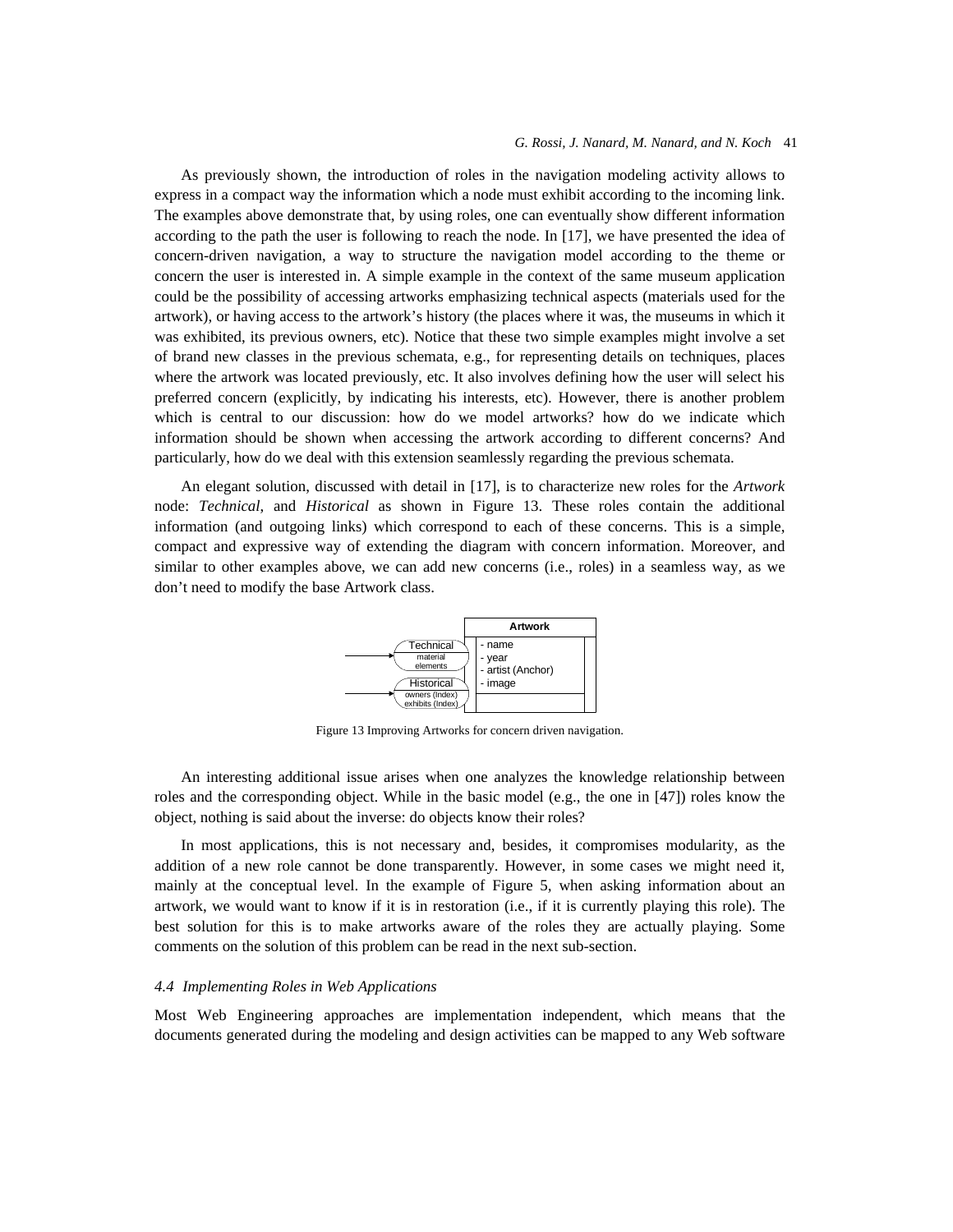As previously shown, the introduction of roles in the navigation modeling activity allows to express in a compact way the information which a node must exhibit according to the incoming link. The examples above demonstrate that, by using roles, one can eventually show different information according to the path the user is following to reach the node. In [17], we have presented the idea of concern-driven navigation, a way to structure the navigation model according to the theme or concern the user is interested in. A simple example in the context of the same museum application could be the possibility of accessing artworks emphasizing technical aspects (materials used for the artwork), or having access to the artwork's history (the places where it was, the museums in which it was exhibited, its previous owners, etc). Notice that these two simple examples might involve a set of brand new classes in the previous schemata, e.g., for representing details on techniques, places where the artwork was located previously, etc. It also involves defining how the user will select his preferred concern (explicitly, by indicating his interests, etc). However, there is another problem which is central to our discussion: how do we model artworks? how do we indicate which information should be shown when accessing the artwork according to different concerns? And particularly, how do we deal with this extension seamlessly regarding the previous schemata.

An elegant solution, discussed with detail in [17], is to characterize new roles for the *Artwork* node: *Technical*, and *Historical* as shown in Figure 13. These roles contain the additional information (and outgoing links) which correspond to each of these concerns. This is a simple, compact and expressive way of extending the diagram with concern information. Moreover, and similar to other examples above, we can add new concerns (i.e., roles) in a seamless way, as we don't need to modify the base Artwork class.

Figure 13 Improving Artworks for concern driven navigation.

An interesting additional issue arises when one analyzes the knowledge relationship between roles and the corresponding object. While in the basic model (e.g., the one in [47]) roles know the object, nothing is said about the inverse: do objects know their roles?

In most applications, this is not necessary and, besides, it compromises modularity, as the addition of a new role cannot be done transparently. However, in some cases we might need it, mainly at the conceptual level. In the example of Figure 5, when asking information about an artwork, we would want to know if it is in restoration (i.e., if it is currently playing this role). The best solution for this is to make artworks aware of the roles they are actually playing. Some comments on the solution of this problem can be read in the next sub-section.

### *4.4 Implementing Roles in Web Applications*

Most Web Engineering approaches are implementation independent, which means that the documents generated during the modeling and design activities can be mapped to any Web software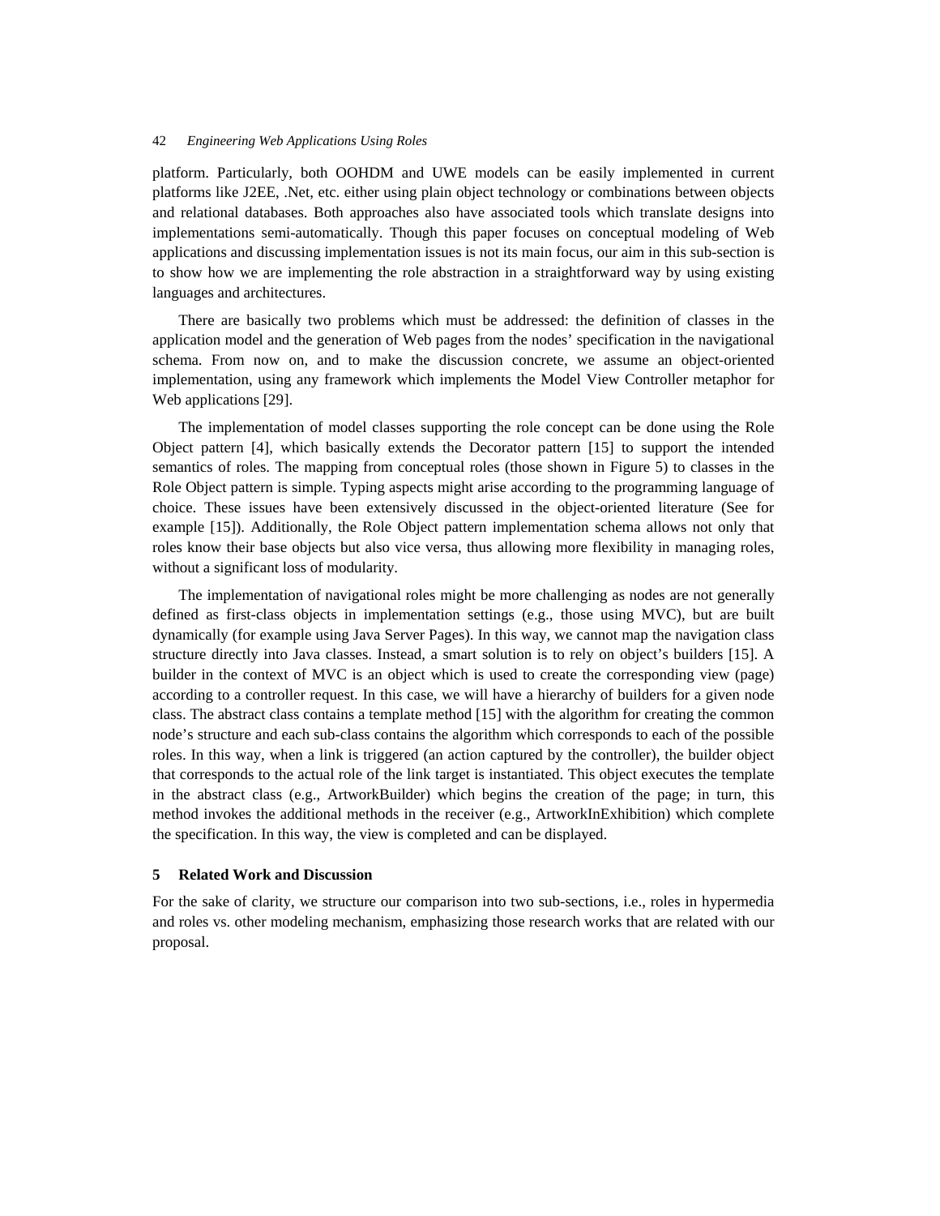platform. Particularly, both OOHDM and UWE models can be easily implemented in current platforms like J2EE, .Net, etc. either using plain object technology or combinations between objects and relational databases. Both approaches also have associated tools which translate designs into implementations semi-automatically. Though this paper focuses on conceptual modeling of Web applications and discussing implementation issues is not its main focus, our aim in this sub-section is to show how we are implementing the role abstraction in a straightforward way by using existing languages and architectures.

There are basically two problems which must be addressed: the definition of classes in the application model and the generation of Web pages from the nodes' specification in the navigational schema. From now on, and to make the discussion concrete, we assume an object-oriented implementation, using any framework which implements the Model View Controller metaphor for Web applications [29].

The implementation of model classes supporting the role concept can be done using the Role Object pattern [4], which basically extends the Decorator pattern [15] to support the intended semantics of roles. The mapping from conceptual roles (those shown in Figure 5) to classes in the Role Object pattern is simple. Typing aspects might arise according to the programming language of choice. These issues have been extensively discussed in the object-oriented literature (See for example [15]). Additionally, the Role Object pattern implementation schema allows not only that roles know their base objects but also vice versa, thus allowing more flexibility in managing roles, without a significant loss of modularity.

The implementation of navigational roles might be more challenging as nodes are not generally defined as first-class objects in implementation settings (e.g., those using MVC), but are built dynamically (for example using Java Server Pages). In this way, we cannot map the navigation class structure directly into Java classes. Instead, a smart solution is to rely on object's builders [15]. A builder in the context of MVC is an object which is used to create the corresponding view (page) according to a controller request. In this case, we will have a hierarchy of builders for a given node class. The abstract class contains a template method [15] with the algorithm for creating the common node's structure and each sub-class contains the algorithm which corresponds to each of the possible roles. In this way, when a link is triggered (an action captured by the controller), the builder object that corresponds to the actual role of the link target is instantiated. This object executes the template in the abstract class (e.g., ArtworkBuilder) which begins the creation of the page; in turn, this method invokes the additional methods in the receiver (e.g., ArtworkInExhibition) which complete the specification. In this way, the view is completed and can be displayed.

## 5 Related Work and Discussion

For the sake of clarity, we structure our comparison into two sub-sections, i.e., roles in hypermedia and roles vs. other modeling mechanism, emphasizing those research works that are related with our proposal.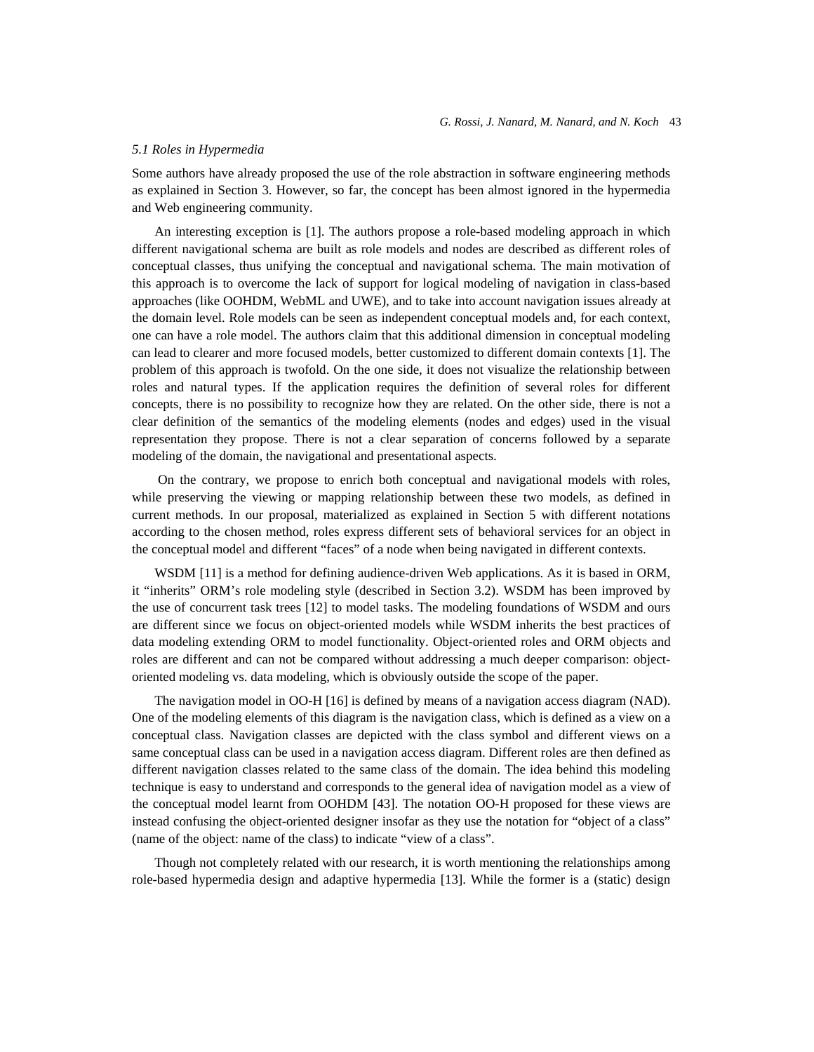### *5.1 Roles in Hypermedia*

Some authors have already proposed the use of the role abstraction in software engineering methods as explained in Section 3. However, so far, the concept has been almost ignored in the hypermedia and Web engineering community.

An interesting exception is [1]. The authors propose a role-based modeling approach in which different navigational schema are built as role models and nodes are described as different roles of conceptual classes, thus unifying the conceptual and navigational schema. The main motivation of this approach is to overcome the lack of support for logical modeling of navigation in class-based approaches (like OOHDM, WebML and UWE), and to take into account navigation issues already at the domain level. Role models can be seen as independent conceptual models and, for each context, one can have a role model. The authors claim that this additional dimension in conceptual modeling can lead to clearer and more focused models, better customized to different domain contexts [1]. The problem of this approach is twofold. On the one side, it does not visualize the relationship between roles and natural types. If the application requires the definition of several roles for different concepts, there is no possibility to recognize how they are related. On the other side, there is not a clear definition of the semantics of the modeling elements (nodes and edges) used in the visual representation they propose. There is not a clear separation of concerns followed by a separate modeling of the domain, the navigational and presentational aspects.

On the contrary, we propose to enrich both conceptual and navigational models with roles, while preserving the viewing or mapping relationship between these two models, as defined in current methods. In our proposal, materialized as explained in Section 5 with different notations according to the chosen method, roles express different sets of behavioral services for an object in the conceptual model and different "faces" of a node when being navigated in different contexts.

WSDM [11] is a method for defining audience-driven Web applications. As it is based in ORM, it "inherits" ORM's role modeling style (described in Section 3.2). WSDM has been improved by the use of concurrent task trees [12] to model tasks. The modeling foundations of WSDM and ours are different since we focus on object-oriented models while WSDM inherits the best practices of data modeling extending ORM to model functionality. Object-oriented roles and ORM objects and roles are different and can not be compared without addressing a much deeper comparison: object-oriented modeling vs. data modeling, which is obviously outside the scope of the paper.

The navigation model in OO-H [16] is defined by means of a navigation access diagram (NAD). One of the modeling elements of this diagram is the navigation class, which is defined as a view on a conceptual class. Navigation classes are depicted with the class symbol and different views on a same conceptual class can be used in a navigation access diagram. Different roles are then defined as different navigation classes related to the same class of the domain. The idea behind this modeling technique is easy to understand and corresponds to the general idea of navigation model as a view of the conceptual model learnt from OOHDM [43]. The notation OO-H proposed for these views are instead confusing the object-oriented designer insofar as they use the notation for "object of a class" (name of the object: name of the class) to indicate "view of a class".

Though not completely related with our research, it is worth mentioning the relationships among role-based hypermedia design and adaptive hypermedia [13]. While the former is a (static) design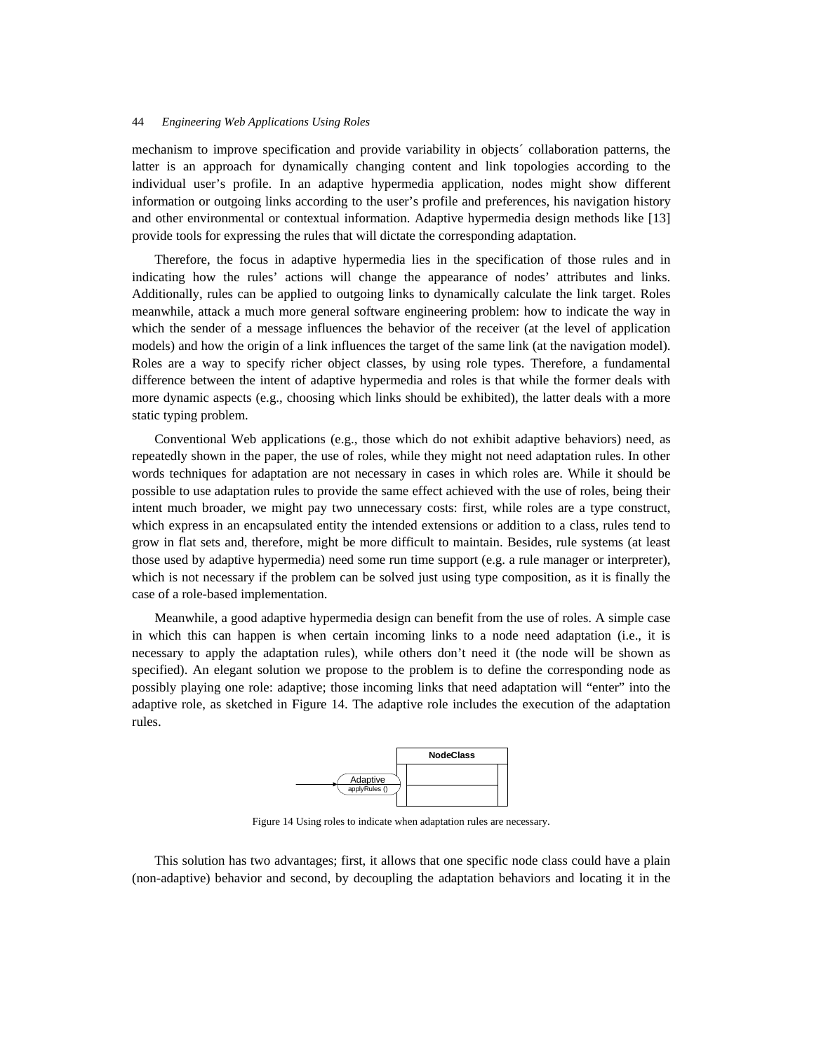mechanism to improve specification and provide variability in objects´ collaboration patterns, the latter is an approach for dynamically changing content and link topologies according to the individual user's profile. In an adaptive hypermedia application, nodes might show different information or outgoing links according to the user's profile and preferences, his navigation history and other environmental or contextual information. Adaptive hypermedia design methods like [13] provide tools for expressing the rules that will dictate the corresponding adaptation.

Therefore, the focus in adaptive hypermedia lies in the specification of those rules and in indicating how the rules' actions will change the appearance of nodes' attributes and links. Additionally, rules can be applied to outgoing links to dynamically calculate the link target. Roles meanwhile, attack a much more general software engineering problem: how to indicate the way in which the sender of a message influences the behavior of the receiver (at the level of application models) and how the origin of a link influences the target of the same link (at the navigation model). Roles are a way to specify richer object classes, by using role types. Therefore, a fundamental difference between the intent of adaptive hypermedia and roles is that while the former deals with more dynamic aspects (e.g., choosing which links should be exhibited), the latter deals with a more static typing problem.

Conventional Web applications (e.g., those which do not exhibit adaptive behaviors) need, as repeatedly shown in the paper, the use of roles, while they might not need adaptation rules. In other words techniques for adaptation are not necessary in cases in which roles are. While it should be possible to use adaptation rules to provide the same effect achieved with the use of roles, being their intent much broader, we might pay two unnecessary costs: first, while roles are a type construct, which express in an encapsulated entity the intended extensions or addition to a class, rules tend to grow in flat sets and, therefore, might be more difficult to maintain. Besides, rule systems (at least those used by adaptive hypermedia) need some run time support (e.g. a rule manager or interpreter), which is not necessary if the problem can be solved just using type composition, as it is finally the case of a role-based implementation.

Meanwhile, a good adaptive hypermedia design can benefit from the use of roles. A simple case in which this can happen is when certain incoming links to a node need adaptation (i.e., it is necessary to apply the adaptation rules), while others don't need it (the node will be shown as specified). An elegant solution we propose to the problem is to define the corresponding node as possibly playing one role: adaptive; those incoming links that need adaptation will "enter" into the adaptive role, as sketched in Figure 14. The adaptive role includes the execution of the adaptation rules.

Figure 14 Using roles to indicate when adaptation rules are necessary.

This solution has two advantages; first, it allows that one specific node class could have a plain (non-adaptive) behavior and second, by decoupling the adaptation behaviors and locating it in the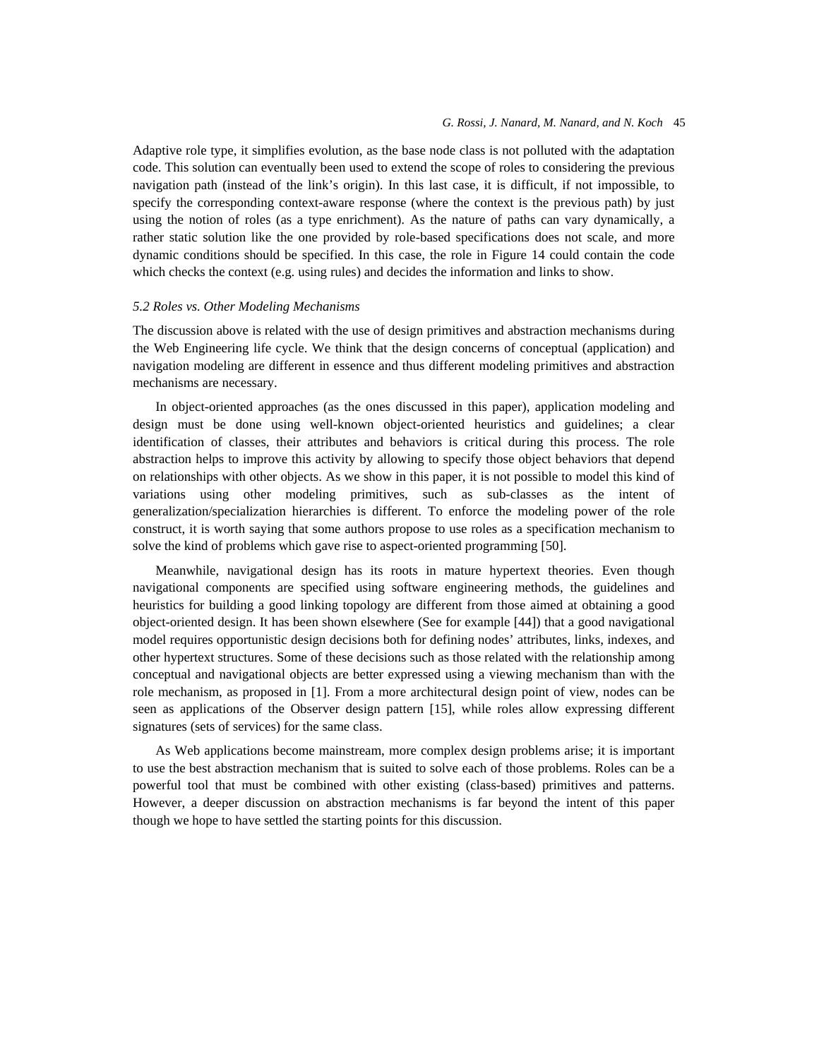Adaptive role type, it simplifies evolution, as the base node class is not polluted with the adaptation code. This solution can eventually been used to extend the scope of roles to considering the previous navigation path (instead of the link's origin). In this last case, it is difficult, if not impossible, to specify the corresponding context-aware response (where the context is the previous path) by just using the notion of roles (as a type enrichment). As the nature of paths can vary dynamically, a rather static solution like the one provided by role-based specifications does not scale, and more dynamic conditions should be specified. In this case, the role in Figure 14 could contain the code which checks the context (e.g. using rules) and decides the information and links to show.

### *5.2 Roles vs. Other Modeling Mechanisms*

The discussion above is related with the use of design primitives and abstraction mechanisms during the Web Engineering life cycle. We think that the design concerns of conceptual (application) and navigation modeling are different in essence and thus different modeling primitives and abstraction mechanisms are necessary.

In object-oriented approaches (as the ones discussed in this paper), application modeling and design must be done using well-known object-oriented heuristics and guidelines; a clear identification of classes, their attributes and behaviors is critical during this process. The role abstraction helps to improve this activity by allowing to specify those object behaviors that depend on relationships with other objects. As we show in this paper, it is not possible to model this kind of variations using other modeling primitives, such as sub-classes as the intent of generalization/specialization hierarchies is different. To enforce the modeling power of the role construct, it is worth saying that some authors propose to use roles as a specification mechanism to solve the kind of problems which gave rise to aspect-oriented programming [50].

Meanwhile, navigational design has its roots in mature hypertext theories. Even though navigational components are specified using software engineering methods, the guidelines and heuristics for building a good linking topology are different from those aimed at obtaining a good object-oriented design. It has been shown elsewhere (See for example [44]) that a good navigational model requires opportunistic design decisions both for defining nodes' attributes, links, indexes, and other hypertext structures. Some of these decisions such as those related with the relationship among conceptual and navigational objects are better expressed using a viewing mechanism than with the role mechanism, as proposed in [1]. From a more architectural design point of view, nodes can be seen as applications of the Observer design pattern [15], while roles allow expressing different signatures (sets of services) for the same class.

As Web applications become mainstream, more complex design problems arise; it is important to use the best abstraction mechanism that is suited to solve each of those problems. Roles can be a powerful tool that must be combined with other existing (class-based) primitives and patterns. However, a deeper discussion on abstraction mechanisms is far beyond the intent of this paper though we hope to have settled the starting points for this discussion.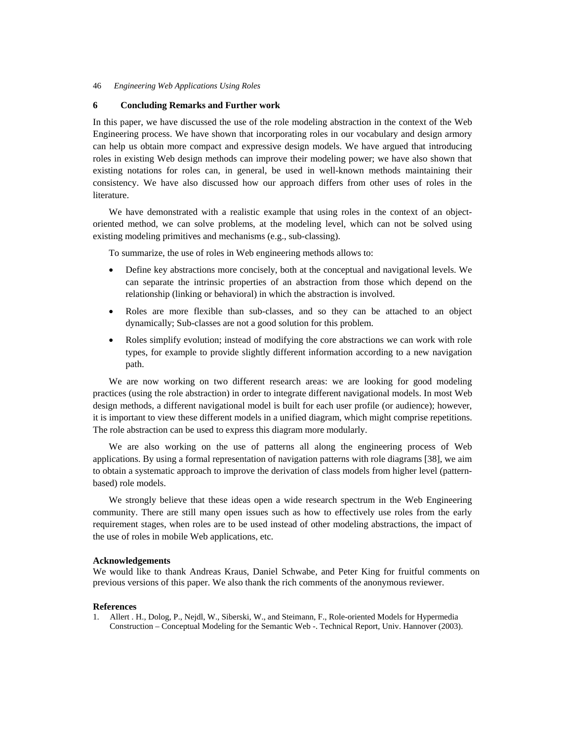## 6 Concluding Remarks and Further work

In this paper, we have discussed the use of the role modeling abstraction in the context of the Web Engineering process. We have shown that incorporating roles in our vocabulary and design armory can help us obtain more compact and expressive design models. We have argued that introducing roles in existing Web design methods can improve their modeling power; we have also shown that existing notations for roles can, in general, be used in well-known methods maintaining their consistency. We have also discussed how our approach differs from other uses of roles in the literature.

We have demonstrated with a realistic example that using roles in the context of an object-oriented method, we can solve problems, at the modeling level, which can not be solved using existing modeling primitives and mechanisms (e.g., sub-classing).

To summarize, the use of roles in Web engineering methods allows to:

- Define key abstractions more concisely, both at the conceptual and navigational levels. We can separate the intrinsic properties of an abstraction from those which depend on the relationship (linking or behavioral) in which the abstraction is involved.
- Roles are more flexible than sub-classes, and so they can be attached to an object dynamically; Sub-classes are not a good solution for this problem.
- Roles simplify evolution; instead of modifying the core abstractions we can work with role types, for example to provide slightly different information according to a new navigation path.

We are now working on two different research areas: we are looking for good modeling practices (using the role abstraction) in order to integrate different navigational models. In most Web design methods, a different navigational model is built for each user profile (or audience); however, it is important to view these different models in a unified diagram, which might comprise repetitions. The role abstraction can be used to express this diagram more modularly.

We are also working on the use of patterns all along the engineering process of Web applications. By using a formal representation of navigation patterns with role diagrams [38], we aim to obtain a systematic approach to improve the derivation of class models from higher level (pattern-based) role models.

We strongly believe that these ideas open a wide research spectrum in the Web Engineering community. There are still many open issues such as how to effectively use roles from the early requirement stages, when roles are to be used instead of other modeling abstractions, the impact of the use of roles in mobile Web applications, etc.

**Acknowledgements**

We would like to thank Andreas Kraus, Daniel Schwabe, and Peter King for fruitful comments on previous versions of this paper. We also thank the rich comments of the anonymous reviewer.

**References**

1. Allert . H., Dolog, P., Nejdl, W., Siberski, W., and Steimann, F., Role-oriented Models for Hypermedia Construction – Conceptual Modeling for the Semantic Web -. Technical Report, Univ. Hannover (2003).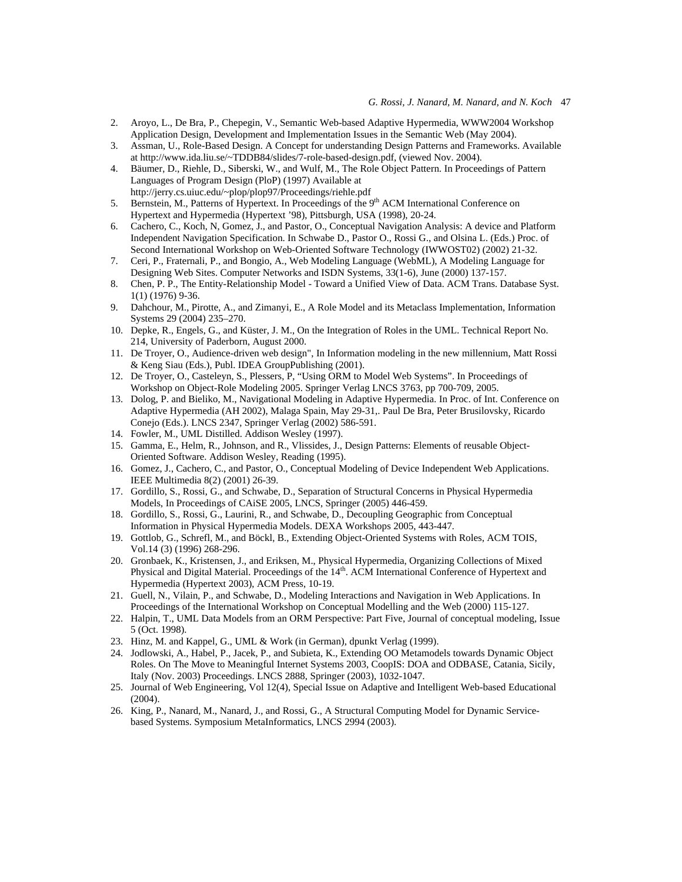2. Aroyo, L., De Bra, P., Chepegin, V., Semantic Web-based Adaptive Hypermedia, WWW2004 Workshop Application Design, Development and Implementation Issues in the Semantic Web (May 2004).
3. Assman, U., Role-Based Design. A Concept for understanding Design Patterns and Frameworks. Available at http://www.ida.liu.se/~TDDB84/slides/7-role-based-design.pdf, (viewed Nov. 2004).
4. Bäumer, D., Riehle, D., Siberski, W., and Wulf, M., The Role Object Pattern. In Proceedings of Pattern Languages of Program Design (PloP) (1997) Available at http://jerry.cs.uiuc.edu/~plop/plop97/Proceedings/riehle.pdf
5. Bernstein, M., Patterns of Hypertext. In Proceedings of the 9th ACM International Conference on Hypertext and Hypermedia (Hypertext '98), Pittsburgh, USA (1998), 20-24.
6. Cachero, C., Koch, N, Gomez, J., and Pastor, O., Conceptual Navigation Analysis: A device and Platform Independent Navigation Specification. In Schwabe D., Pastor O., Rossi G., and Olsina L. (Eds.) Proc. of Second International Workshop on Web-Oriented Software Technology (IWWOST02) (2002) 21-32.
7. Ceri, P., Fraternali, P., and Bongio, A., Web Modeling Language (WebML), A Modeling Language for Designing Web Sites. Computer Networks and ISDN Systems, 33(1-6), June (2000) 137-157.
8. Chen, P. P., The Entity-Relationship Model - Toward a Unified View of Data. ACM Trans. Database Syst. 1(1) (1976) 9-36.
9. Dahchour, M., Pirotte, A., and Zimanyi, E., A Role Model and its Metaclass Implementation, Information Systems 29 (2004) 235–270.
10. Depke, R., Engels, G., and Küster, J. M., On the Integration of Roles in the UML. Technical Report No. 214, University of Paderborn, August 2000.
11. De Troyer, O., Audience-driven web design", In Information modeling in the new millennium, Matt Rossi & Keng Siau (Eds.), Publ. IDEA GroupPublishing (2001).
12. De Troyer, O., Casteleyn, S., Plessers, P, "Using ORM to Model Web Systems". In Proceedings of Workshop on Object-Role Modeling 2005. Springer Verlag LNCS 3763, pp 700-709, 2005.
13. Dolog, P. and Bieliko, M., Navigational Modeling in Adaptive Hypermedia. In Proc. of Int. Conference on Adaptive Hypermedia (AH 2002), Malaga Spain, May 29-31,. Paul De Bra, Peter Brusilovsky, Ricardo Conejo (Eds.). LNCS 2347, Springer Verlag (2002) 586-591.
14. Fowler, M., UML Distilled. Addison Wesley (1997).
15. Gamma, E., Helm, R., Johnson, and R., Vlissides, J., Design Patterns: Elements of reusable Object-Oriented Software. Addison Wesley, Reading (1995).
16. Gomez, J., Cachero, C., and Pastor, O., Conceptual Modeling of Device Independent Web Applications. IEEE Multimedia 8(2) (2001) 26-39.
17. Gordillo, S., Rossi, G., and Schwabe, D., Separation of Structural Concerns in Physical Hypermedia Models, In Proceedings of CAiSE 2005, LNCS, Springer (2005) 446-459.
18. Gordillo, S., Rossi, G., Laurini, R., and Schwabe, D., Decoupling Geographic from Conceptual Information in Physical Hypermedia Models. DEXA Workshops 2005, 443-447.
19. Gottlob, G., Schrefl, M., and Böckl, B., Extending Object-Oriented Systems with Roles, ACM TOIS, Vol.14 (3) (1996) 268-296.
20. Gronbaek, K., Kristensen, J., and Eriksen, M., Physical Hypermedia, Organizing Collections of Mixed Physical and Digital Material. Proceedings of the 14th. ACM International Conference of Hypertext and Hypermedia (Hypertext 2003), ACM Press, 10-19.
21. Guell, N., Vilain, P., and Schwabe, D., Modeling Interactions and Navigation in Web Applications. In Proceedings of the International Workshop on Conceptual Modelling and the Web (2000) 115-127.
22. Halpin, T., UML Data Models from an ORM Perspective: Part Five, Journal of conceptual modeling, Issue 5 (Oct. 1998).
23. Hinz, M. and Kappel, G., UML & Work (in German), dpunkt Verlag (1999).
24. Jodlowski, A., Habel, P., Jacek, P., and Subieta, K., Extending OO Metamodels towards Dynamic Object Roles. On The Move to Meaningful Internet Systems 2003, CoopIS: DOA and ODBASE, Catania, Sicily, Italy (Nov. 2003) Proceedings. LNCS 2888, Springer (2003), 1032-1047.
25. Journal of Web Engineering, Vol 12(4), Special Issue on Adaptive and Intelligent Web-based Educational (2004).
26. King, P., Nanard, M., Nanard, J., and Rossi, G., A Structural Computing Model for Dynamic Service-based Systems. Symposium MetaInformatics, LNCS 2994 (2003).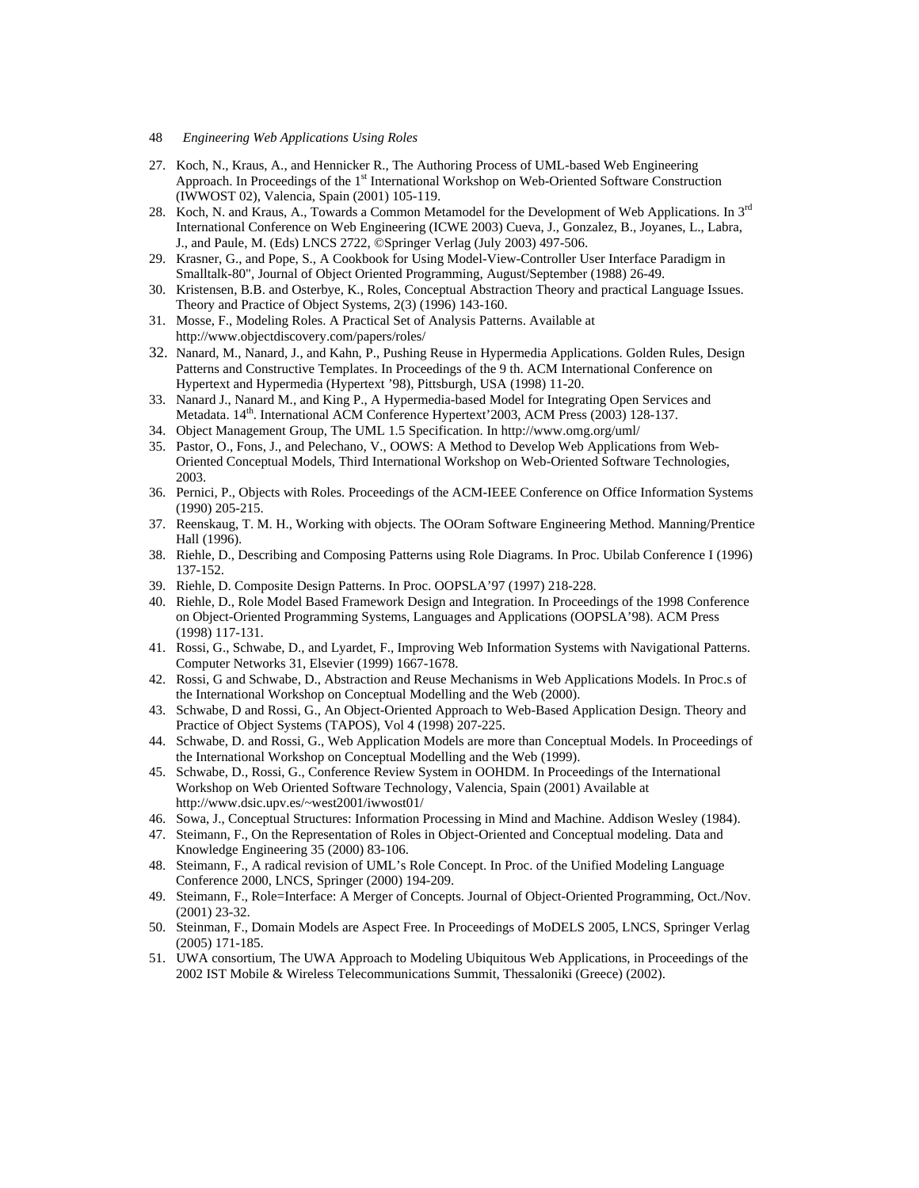27. Koch, N., Kraus, A., and Hennicker R., The Authoring Process of UML-based Web Engineering Approach. In Proceedings of the 1st International Workshop on Web-Oriented Software Construction (IWWOST 02), Valencia, Spain (2001) 105-119.
28. Koch, N. and Kraus, A., Towards a Common Metamodel for the Development of Web Applications. In 3rd International Conference on Web Engineering (ICWE 2003) Cueva, J., Gonzalez, B., Joyanes, L., Labra, J., and Paule, M. (Eds) LNCS 2722, ©Springer Verlag (July 2003) 497-506.
29. Krasner, G., and Pope, S., A Cookbook for Using Model-View-Controller User Interface Paradigm in Smalltalk-80", Journal of Object Oriented Programming, August/September (1988) 26-49.
30. Kristensen, B.B. and Osterbye, K., Roles, Conceptual Abstraction Theory and practical Language Issues. Theory and Practice of Object Systems, 2(3) (1996) 143-160.
31. Mosse, F., Modeling Roles. A Practical Set of Analysis Patterns. Available at http://www.objectdiscovery.com/papers/roles/
32. Nanard, M., Nanard, J., and Kahn, P., Pushing Reuse in Hypermedia Applications. Golden Rules, Design Patterns and Constructive Templates. In Proceedings of the 9 th. ACM International Conference on Hypertext and Hypermedia (Hypertext '98), Pittsburgh, USA (1998) 11-20.
33. Nanard J., Nanard M., and King P., A Hypermedia-based Model for Integrating Open Services and Metadata. 14th. International ACM Conference Hypertext'2003, ACM Press (2003) 128-137.
34. Object Management Group, The UML 1.5 Specification. In http://www.omg.org/uml/
35. Pastor, O., Fons, J., and Pelechano, V., OOWS: A Method to Develop Web Applications from Web-Oriented Conceptual Models, Third International Workshop on Web-Oriented Software Technologies, 2003.
36. Pernici, P., Objects with Roles. Proceedings of the ACM-IEEE Conference on Office Information Systems (1990) 205-215.
37. Reenskaug, T. M. H., Working with objects. The OOram Software Engineering Method. Manning/Prentice Hall (1996).
38. Riehle, D., Describing and Composing Patterns using Role Diagrams. In Proc. Ubilab Conference I (1996) 137-152.
39. Riehle, D. Composite Design Patterns. In Proc. OOPSLA'97 (1997) 218-228.
40. Riehle, D., Role Model Based Framework Design and Integration. In Proceedings of the 1998 Conference on Object-Oriented Programming Systems, Languages and Applications (OOPSLA'98). ACM Press (1998) 117-131.
41. Rossi, G., Schwabe, D., and Lyardet, F., Improving Web Information Systems with Navigational Patterns. Computer Networks 31, Elsevier (1999) 1667-1678.
42. Rossi, G and Schwabe, D., Abstraction and Reuse Mechanisms in Web Applications Models. In Proc.s of the International Workshop on Conceptual Modelling and the Web (2000).
43. Schwabe, D and Rossi, G., An Object-Oriented Approach to Web-Based Application Design. Theory and Practice of Object Systems (TAPOS), Vol 4 (1998) 207-225.
44. Schwabe, D. and Rossi, G., Web Application Models are more than Conceptual Models. In Proceedings of the International Workshop on Conceptual Modelling and the Web (1999).
45. Schwabe, D., Rossi, G., Conference Review System in OOHDM. In Proceedings of the International Workshop on Web Oriented Software Technology, Valencia, Spain (2001) Available at http://www.dsic.upv.es/~west2001/iwwost01/
46. Sowa, J., Conceptual Structures: Information Processing in Mind and Machine. Addison Wesley (1984).
47. Steimann, F., On the Representation of Roles in Object-Oriented and Conceptual modeling. Data and Knowledge Engineering 35 (2000) 83-106.
48. Steimann, F., A radical revision of UML's Role Concept. In Proc. of the Unified Modeling Language Conference 2000, LNCS, Springer (2000) 194-209.
49. Steimann, F., Role=Interface: A Merger of Concepts. Journal of Object-Oriented Programming, Oct./Nov. (2001) 23-32.
50. Steinman, F., Domain Models are Aspect Free. In Proceedings of MoDELS 2005, LNCS, Springer Verlag (2005) 171-185.
51. UWA consortium, The UWA Approach to Modeling Ubiquitous Web Applications, in Proceedings of the 2002 IST Mobile & Wireless Telecommunications Summit, Thessaloniki (Greece) (2002).